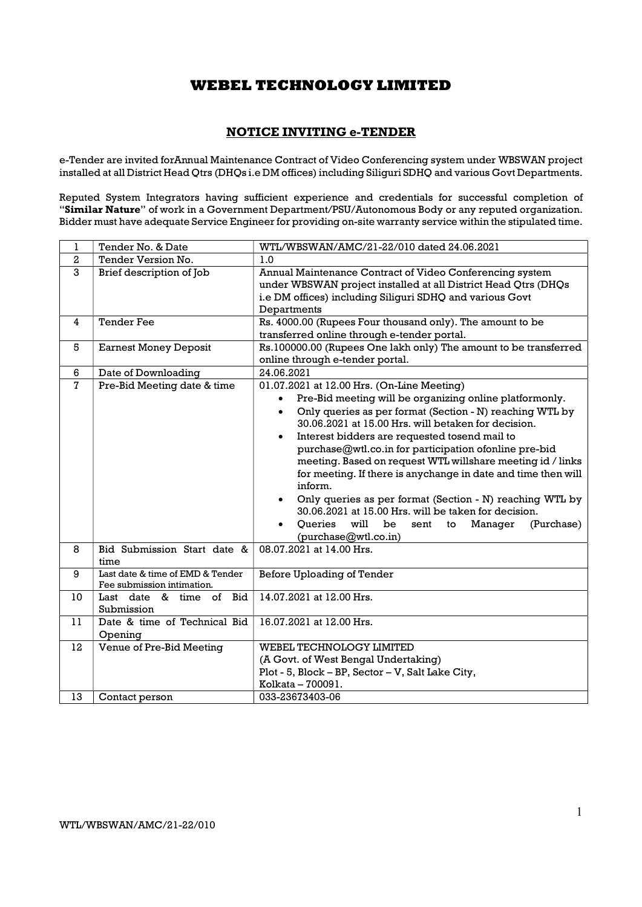# WEBEL TECHNOLOGY LIMITED

## NOTICE INVITING e-TENDER

e-Tender are invited forAnnual Maintenance Contract of Video Conferencing system under WBSWAN project installed at all District Head Qtrs (DHQs i.e DM offices) including Siliguri SDHQ and various Govt Departments.

Reputed System Integrators having sufficient experience and credentials for successful completion of "**Similar Nature**" of work in a Government Department/PSU/Autonomous Body or any reputed organization. Bidder must have adequate Service Engineer for providing on-site warranty service within the stipulated time.

| 1 | Tender No. & Date | WTL/WBSWAN/AMC/21-22/010 dated 24.06.2021 |
|---|---|---|
| 2 | Tender Version No. | 1.0 |
| 3 | Brief description of Job | Annual Maintenance Contract of Video Conferencing system under WBSWAN project installed at all District Head Qtrs (DHQs i.e DM offices) including Siliguri SDHQ and various Govt Departments |
| 4 | Tender Fee | Rs. 4000.00 (Rupees Four thousand only). The amount to be transferred online through e-tender portal. |
| 5 | Earnest Money Deposit | Rs.100000.00 (Rupees One lakh only) The amount to be transferred online through e-tender portal. |
| 6 | Date of Downloading | 24.06.2021 |
| 7 | Pre-Bid Meeting date & time | 01.07.2021 at 12.00 Hrs. (On-Line Meeting)<br>• Pre-Bid meeting will be organizing online platformonly.<br>• Only queries as per format (Section - N) reaching WTL by 30.06.2021 at 15.00 Hrs. will betaken for decision.<br>• Interest bidders are requested tosend mail to purchase@wtl.co.in for participation ofonline pre-bid meeting. Based on request WTL willshare meeting id / links for meeting. If there is anychange in date and time then will inform.<br>• Only queries as per format (Section - N) reaching WTL by 30.06.2021 at 15.00 Hrs. will be taken for decision.<br>• Queries will be sent to Manager (Purchase) (purchase@wtl.co.in) |
| 8 | Bid Submission Start date & time | 08.07.2021 at 14.00 Hrs. |
| 9 | Last date & time of EMD & Tender Fee submission intimation. | Before Uploading of Tender |
| 10 | Last date & time of Bid Submission | 14.07.2021 at 12.00 Hrs. |
| 11 | Date & time of Technical Bid Opening | 16.07.2021 at 12.00 Hrs. |
| 12 | Venue of Pre-Bid Meeting | WEBEL TECHNOLOGY LIMITED<br>(A Govt. of West Bengal Undertaking)<br>Plot - 5, Block – BP, Sector – V, Salt Lake City,<br>Kolkata – 700091. |
| 13 | Contact person | 033-23673403-06 |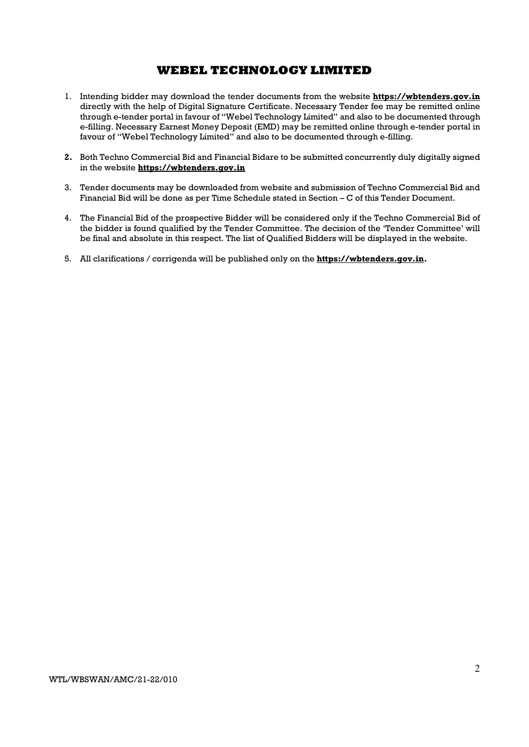# WEBEL TECHNOLOGY LIMITED

1. Intending bidder may download the tender documents from the website **https://wbtenders.gov.in** directly with the help of Digital Signature Certificate. Necessary Tender fee may be remitted online through e-tender portal in favour of "Webel Technology Limited" and also to be documented through e-filling. Necessary Earnest Money Deposit (EMD) may be remitted online through e-tender portal in favour of "Webel Technology Limited" and also to be documented through e-filling.

2. Both Techno Commercial Bid and Financial Bidare to be submitted concurrently duly digitally signed in the website **https://wbtenders.gov.in**

3. Tender documents may be downloaded from website and submission of Techno Commercial Bid and Financial Bid will be done as per Time Schedule stated in Section – C of this Tender Document.

4. The Financial Bid of the prospective Bidder will be considered only if the Techno Commercial Bid of the bidder is found qualified by the Tender Committee. The decision of the 'Tender Committee' will be final and absolute in this respect. The list of Qualified Bidders will be displayed in the website.

5. All clarifications / corrigenda will be published only on the **https://wbtenders.gov.in.**

WTL/WBSWAN/AMC/21-22/010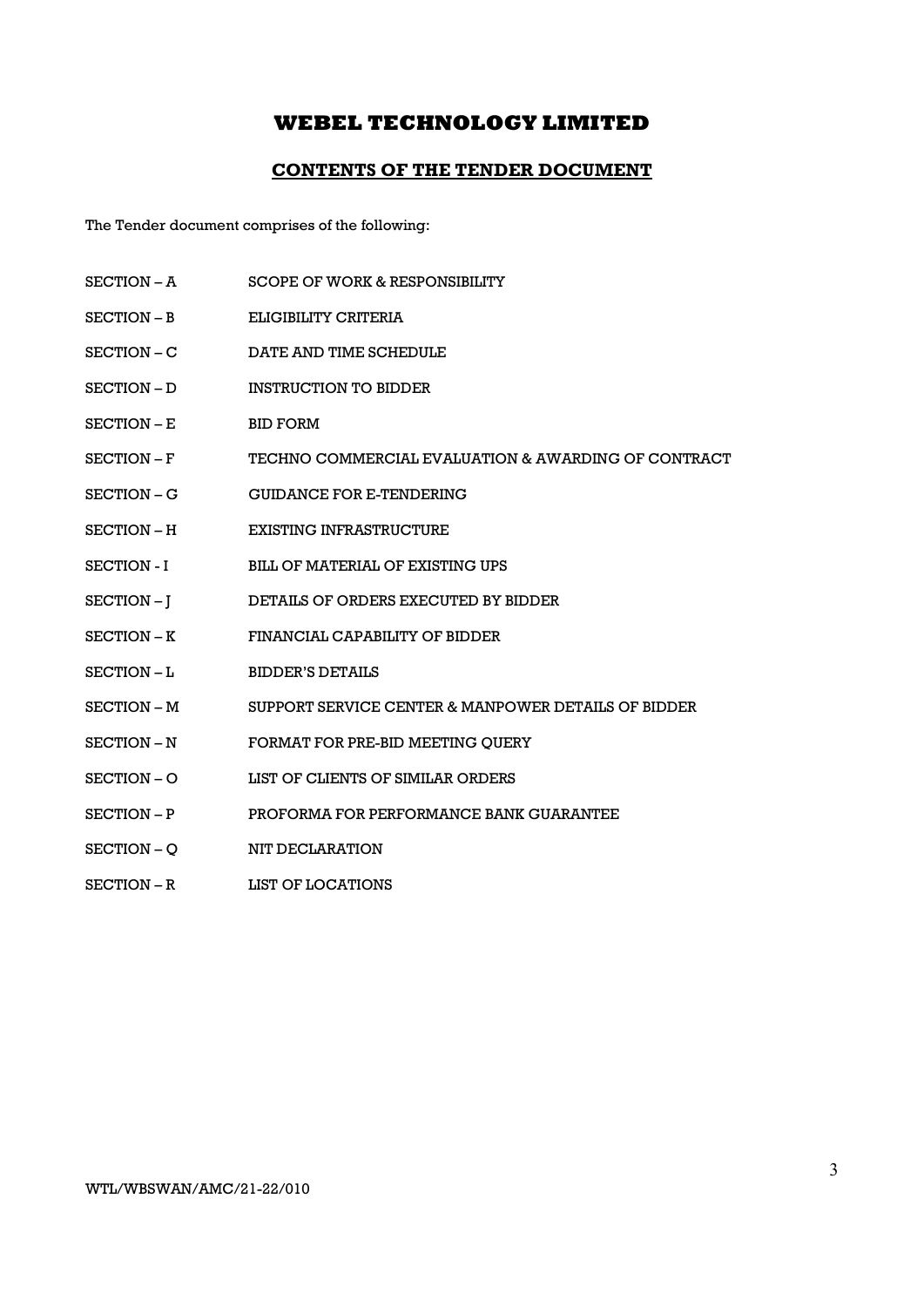# WEBEL TECHNOLOGY LIMITED

## CONTENTS OF THE TENDER DOCUMENT

The Tender document comprises of the following:

| | |
|---|---|
| SECTION – A | SCOPE OF WORK & RESPONSIBILITY |
| SECTION – B | ELIGIBILITY CRITERIA |
| SECTION – C | DATE AND TIME SCHEDULE |
| SECTION – D | INSTRUCTION TO BIDDER |
| SECTION – E | BID FORM |
| SECTION – F | TECHNO COMMERCIAL EVALUATION & AWARDING OF CONTRACT |
| SECTION – G | GUIDANCE FOR E-TENDERING |
| SECTION – H | EXISTING INFRASTRUCTURE |
| SECTION - I | BILL OF MATERIAL OF EXISTING UPS |
| SECTION – J | DETAILS OF ORDERS EXECUTED BY BIDDER |
| SECTION – K | FINANCIAL CAPABILITY OF BIDDER |
| SECTION – L | BIDDER'S DETAILS |
| SECTION – M | SUPPORT SERVICE CENTER & MANPOWER DETAILS OF BIDDER |
| SECTION – N | FORMAT FOR PRE-BID MEETING QUERY |
| SECTION – O | LIST OF CLIENTS OF SIMILAR ORDERS |
| SECTION – P | PROFORMA FOR PERFORMANCE BANK GUARANTEE |
| SECTION – Q | NIT DECLARATION |
| SECTION – R | LIST OF LOCATIONS |

WTL/WBSWAN/AMC/21-22/010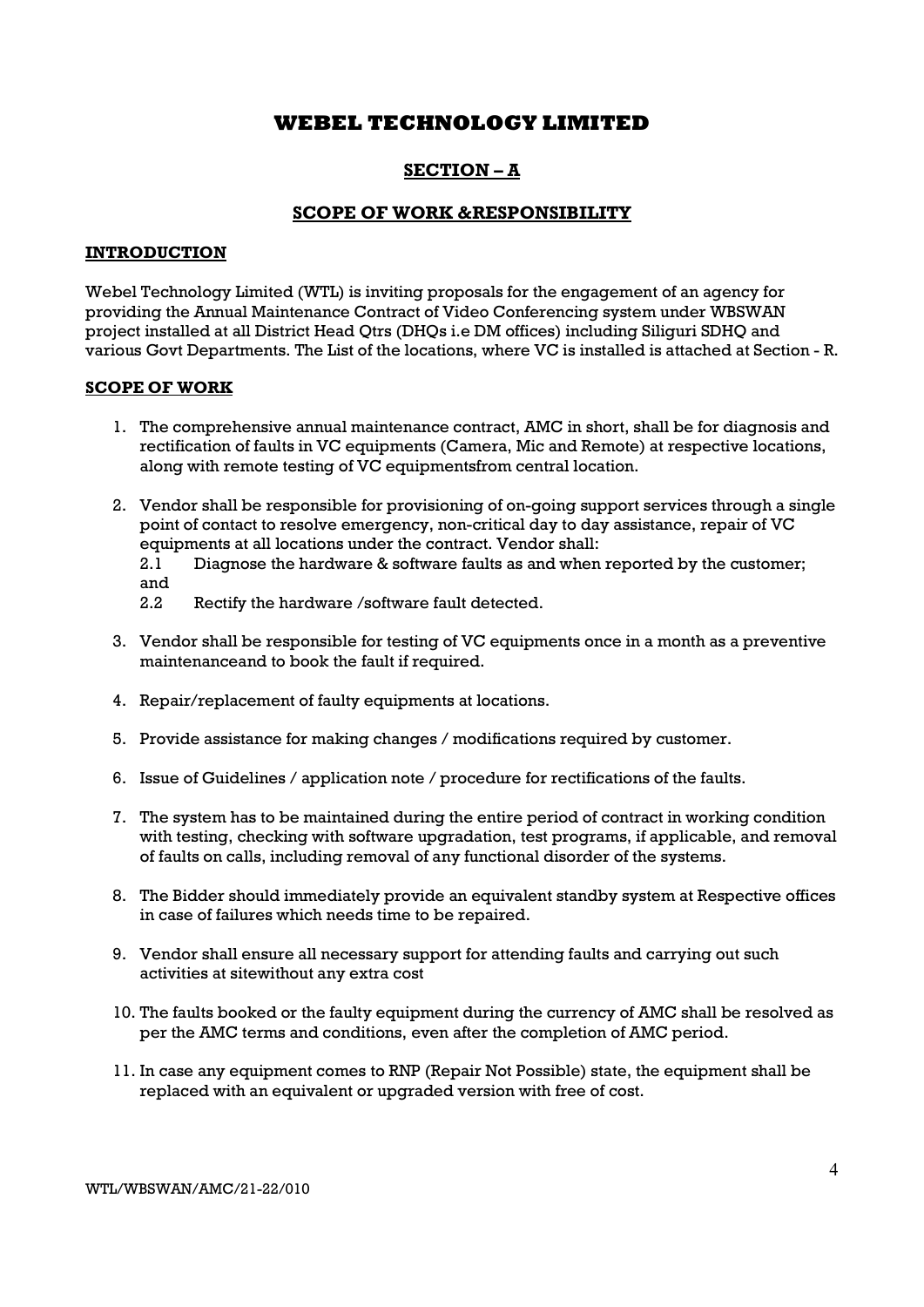# WEBEL TECHNOLOGY LIMITED

## SECTION – A

## SCOPE OF WORK &RESPONSIBILITY

### INTRODUCTION

Webel Technology Limited (WTL) is inviting proposals for the engagement of an agency for providing the Annual Maintenance Contract of Video Conferencing system under WBSWAN project installed at all District Head Qtrs (DHQs i.e DM offices) including Siliguri SDHQ and various Govt Departments. The List of the locations, where VC is installed is attached at Section - R.

### SCOPE OF WORK

1. The comprehensive annual maintenance contract, AMC in short, shall be for diagnosis and rectification of faults in VC equipments (Camera, Mic and Remote) at respective locations, along with remote testing of VC equipmentsfrom central location.

2. Vendor shall be responsible for provisioning of on-going support services through a single point of contact to resolve emergency, non-critical day to day assistance, repair of VC equipments at all locations under the contract. Vendor shall:

   2.1 Diagnose the hardware & software faults as and when reported by the customer; and

   2.2 Rectify the hardware /software fault detected.

3. Vendor shall be responsible for testing of VC equipments once in a month as a preventive maintenanceand to book the fault if required.

4. Repair/replacement of faulty equipments at locations.

5. Provide assistance for making changes / modifications required by customer.

6. Issue of Guidelines / application note / procedure for rectifications of the faults.

7. The system has to be maintained during the entire period of contract in working condition with testing, checking with software upgradation, test programs, if applicable, and removal of faults on calls, including removal of any functional disorder of the systems.

8. The Bidder should immediately provide an equivalent standby system at Respective offices in case of failures which needs time to be repaired.

9. Vendor shall ensure all necessary support for attending faults and carrying out such activities at sitewithout any extra cost

10. The faults booked or the faulty equipment during the currency of AMC shall be resolved as per the AMC terms and conditions, even after the completion of AMC period.

11. In case any equipment comes to RNP (Repair Not Possible) state, the equipment shall be replaced with an equivalent or upgraded version with free of cost.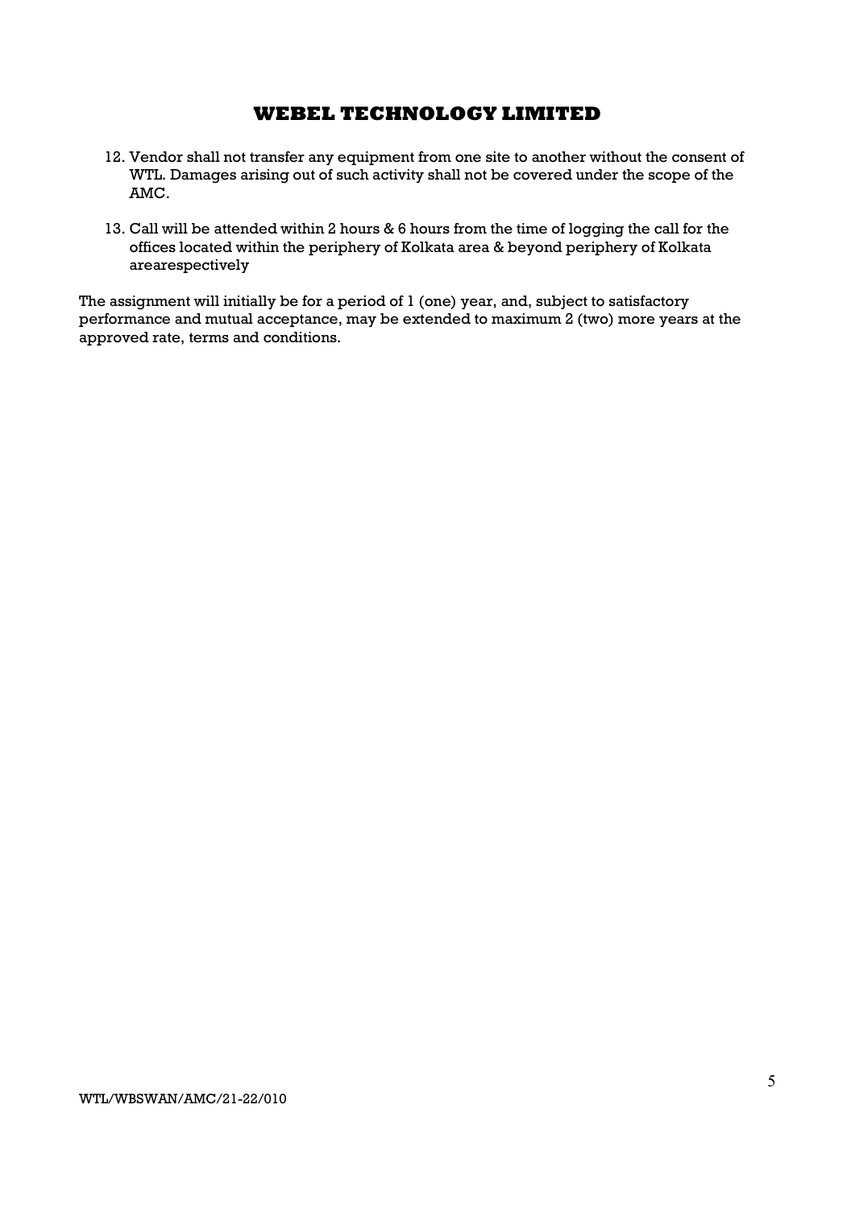12. Vendor shall not transfer any equipment from one site to another without the consent of WTL. Damages arising out of such activity shall not be covered under the scope of the AMC.

13. Call will be attended within 2 hours & 6 hours from the time of logging the call for the offices located within the periphery of Kolkata area & beyond periphery of Kolkata arearespectively

The assignment will initially be for a period of 1 (one) year, and, subject to satisfactory performance and mutual acceptance, may be extended to maximum 2 (two) more years at the approved rate, terms and conditions.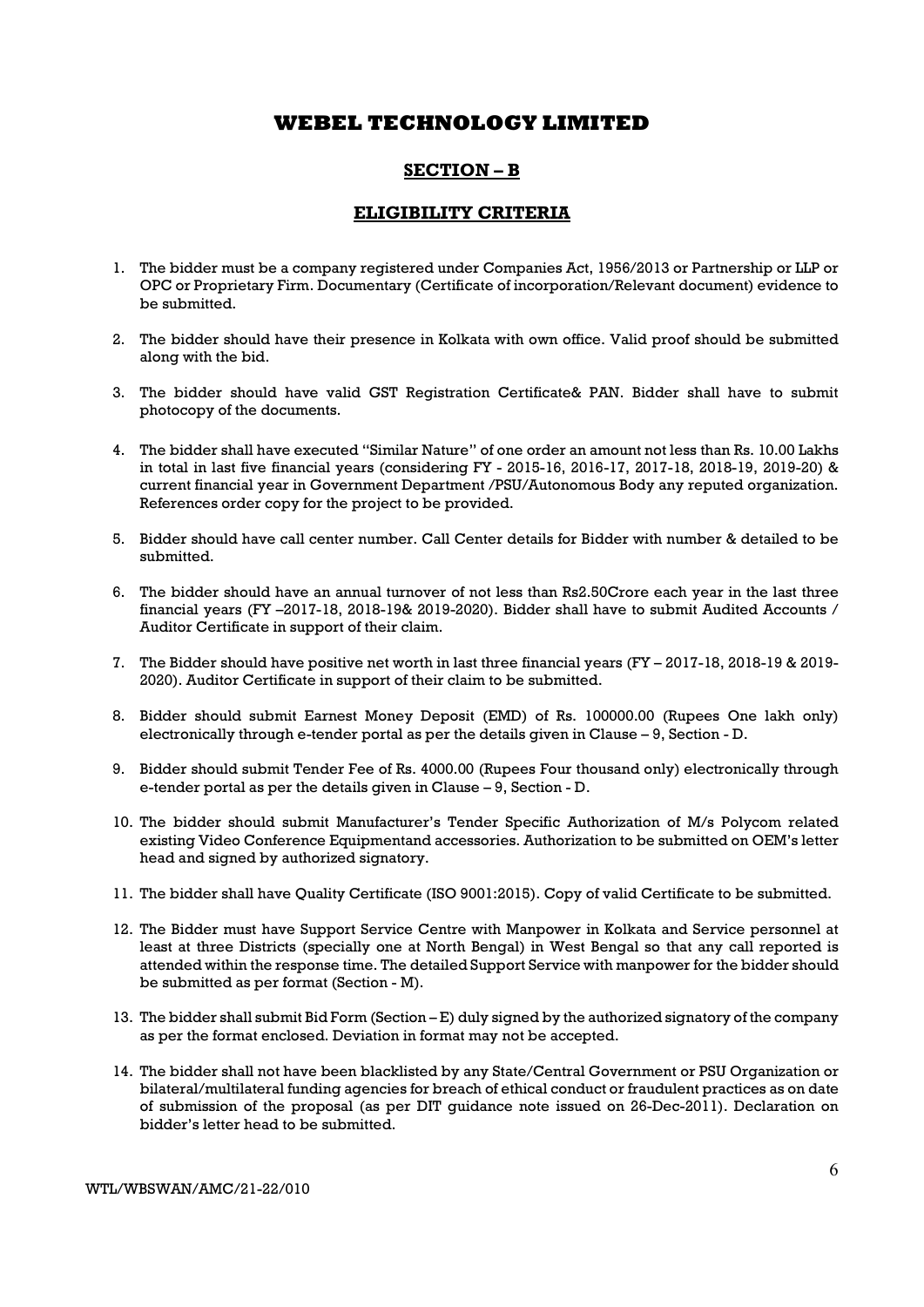# WEBEL TECHNOLOGY LIMITED

## SECTION – B

## ELIGIBILITY CRITERIA

1. The bidder must be a company registered under Companies Act, 1956/2013 or Partnership or LLP or OPC or Proprietary Firm. Documentary (Certificate of incorporation/Relevant document) evidence to be submitted.

2. The bidder should have their presence in Kolkata with own office. Valid proof should be submitted along with the bid.

3. The bidder should have valid GST Registration Certificate& PAN. Bidder shall have to submit photocopy of the documents.

4. The bidder shall have executed "Similar Nature" of one order an amount not less than Rs. 10.00 Lakhs in total in last five financial years (considering FY - 2015-16, 2016-17, 2017-18, 2018-19, 2019-20) & current financial year in Government Department /PSU/Autonomous Body any reputed organization. References order copy for the project to be provided.

5. Bidder should have call center number. Call Center details for Bidder with number & detailed to be submitted.

6. The bidder should have an annual turnover of not less than Rs2.50Crore each year in the last three financial years (FY –2017-18, 2018-19& 2019-2020). Bidder shall have to submit Audited Accounts / Auditor Certificate in support of their claim.

7. The Bidder should have positive net worth in last three financial years (FY – 2017-18, 2018-19 & 2019-2020). Auditor Certificate in support of their claim to be submitted.

8. Bidder should submit Earnest Money Deposit (EMD) of Rs. 100000.00 (Rupees One lakh only) electronically through e-tender portal as per the details given in Clause – 9, Section - D.

9. Bidder should submit Tender Fee of Rs. 4000.00 (Rupees Four thousand only) electronically through e-tender portal as per the details given in Clause – 9, Section - D.

10. The bidder should submit Manufacturer's Tender Specific Authorization of M/s Polycom related existing Video Conference Equipmentand accessories. Authorization to be submitted on OEM's letter head and signed by authorized signatory.

11. The bidder shall have Quality Certificate (ISO 9001:2015). Copy of valid Certificate to be submitted.

12. The Bidder must have Support Service Centre with Manpower in Kolkata and Service personnel at least at three Districts (specially one at North Bengal) in West Bengal so that any call reported is attended within the response time. The detailed Support Service with manpower for the bidder should be submitted as per format (Section - M).

13. The bidder shall submit Bid Form (Section – E) duly signed by the authorized signatory of the company as per the format enclosed. Deviation in format may not be accepted.

14. The bidder shall not have been blacklisted by any State/Central Government or PSU Organization or bilateral/multilateral funding agencies for breach of ethical conduct or fraudulent practices as on date of submission of the proposal (as per DIT guidance note issued on 26-Dec-2011). Declaration on bidder's letter head to be submitted.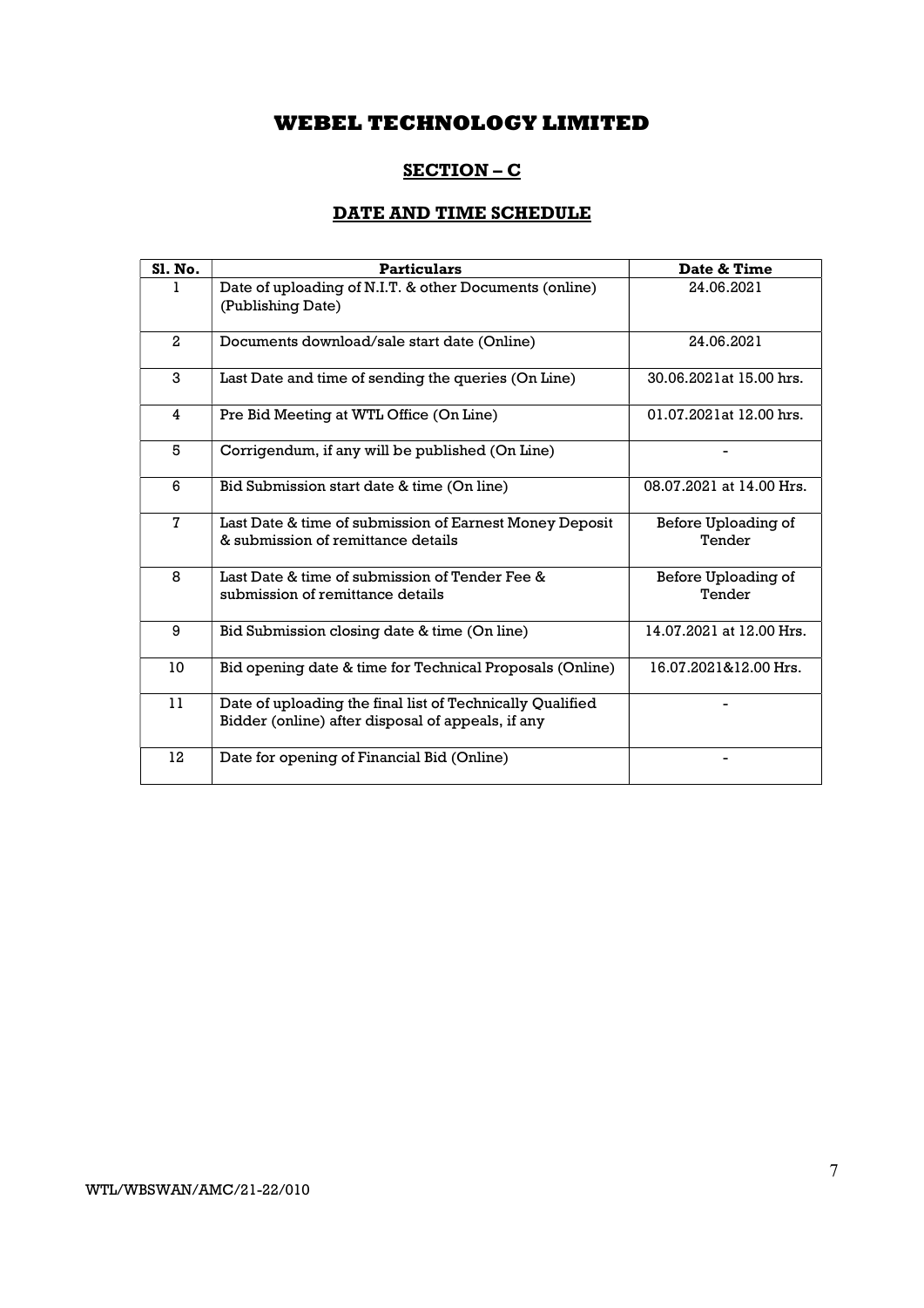# WEBEL TECHNOLOGY LIMITED

## SECTION – C

## DATE AND TIME SCHEDULE

| Sl. No. | Particulars | Date & Time |
|---|---|---|
| 1 | Date of uploading of N.I.T. & other Documents (online) (Publishing Date) | 24.06.2021 |
| 2 | Documents download/sale start date (Online) | 24.06.2021 |
| 3 | Last Date and time of sending the queries (On Line) | 30.06.2021at 15.00 hrs. |
| 4 | Pre Bid Meeting at WTL Office (On Line) | 01.07.2021at 12.00 hrs. |
| 5 | Corrigendum, if any will be published (On Line) | - |
| 6 | Bid Submission start date & time (On line) | 08.07.2021 at 14.00 Hrs. |
| 7 | Last Date & time of submission of Earnest Money Deposit & submission of remittance details | Before Uploading of Tender |
| 8 | Last Date & time of submission of Tender Fee & submission of remittance details | Before Uploading of Tender |
| 9 | Bid Submission closing date & time (On line) | 14.07.2021 at 12.00 Hrs. |
| 10 | Bid opening date & time for Technical Proposals (Online) | 16.07.2021&12.00 Hrs. |
| 11 | Date of uploading the final list of Technically Qualified Bidder (online) after disposal of appeals, if any | - |
| 12 | Date for opening of Financial Bid (Online) | - |

WTL/WBSWAN/AMC/21-22/010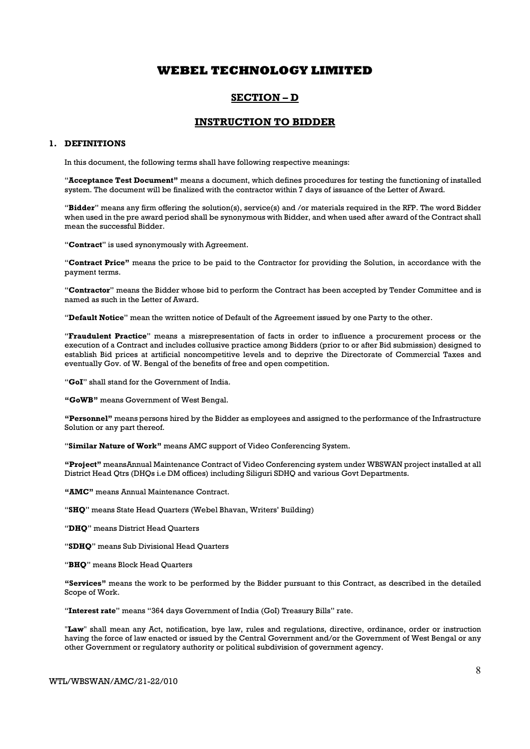# WEBEL TECHNOLOGY LIMITED

## SECTION – D

## INSTRUCTION TO BIDDER

### 1. DEFINITIONS

In this document, the following terms shall have following respective meanings:

"**Acceptance Test Document"** means a document, which defines procedures for testing the functioning of installed system. The document will be finalized with the contractor within 7 days of issuance of the Letter of Award.

"**Bidder**" means any firm offering the solution(s), service(s) and /or materials required in the RFP. The word Bidder when used in the pre award period shall be synonymous with Bidder, and when used after award of the Contract shall mean the successful Bidder.

"**Contract**" is used synonymously with Agreement.

"**Contract Price"** means the price to be paid to the Contractor for providing the Solution, in accordance with the payment terms.

"**Contractor**" means the Bidder whose bid to perform the Contract has been accepted by Tender Committee and is named as such in the Letter of Award.

"**Default Notice**" mean the written notice of Default of the Agreement issued by one Party to the other.

"**Fraudulent Practice**" means a misrepresentation of facts in order to influence a procurement process or the execution of a Contract and includes collusive practice among Bidders (prior to or after Bid submission) designed to establish Bid prices at artificial noncompetitive levels and to deprive the Directorate of Commercial Taxes and eventually Gov. of W. Bengal of the benefits of free and open competition.

"**GoI**" shall stand for the Government of India.

**"GoWB"** means Government of West Bengal.

**"Personnel"** means persons hired by the Bidder as employees and assigned to the performance of the Infrastructure Solution or any part thereof.

"**Similar Nature of Work"** means AMC support of Video Conferencing System.

**"Project"** meansAnnual Maintenance Contract of Video Conferencing system under WBSWAN project installed at all District Head Qtrs (DHQs i.e DM offices) including Siliguri SDHQ and various Govt Departments.

**"AMC"** means Annual Maintenance Contract.

"**SHQ**" means State Head Quarters (Webel Bhavan, Writers' Building)

"**DHQ**" means District Head Quarters

"**SDHQ**" means Sub Divisional Head Quarters

"**BHQ**" means Block Head Quarters

**"Services"** means the work to be performed by the Bidder pursuant to this Contract, as described in the detailed Scope of Work.

"**Interest rate**" means "364 days Government of India (GoI) Treasury Bills" rate.

"**Law**" shall mean any Act, notification, bye law, rules and regulations, directive, ordinance, order or instruction having the force of law enacted or issued by the Central Government and/or the Government of West Bengal or any other Government or regulatory authority or political subdivision of government agency.

WTL/WBSWAN/AMC/21-22/010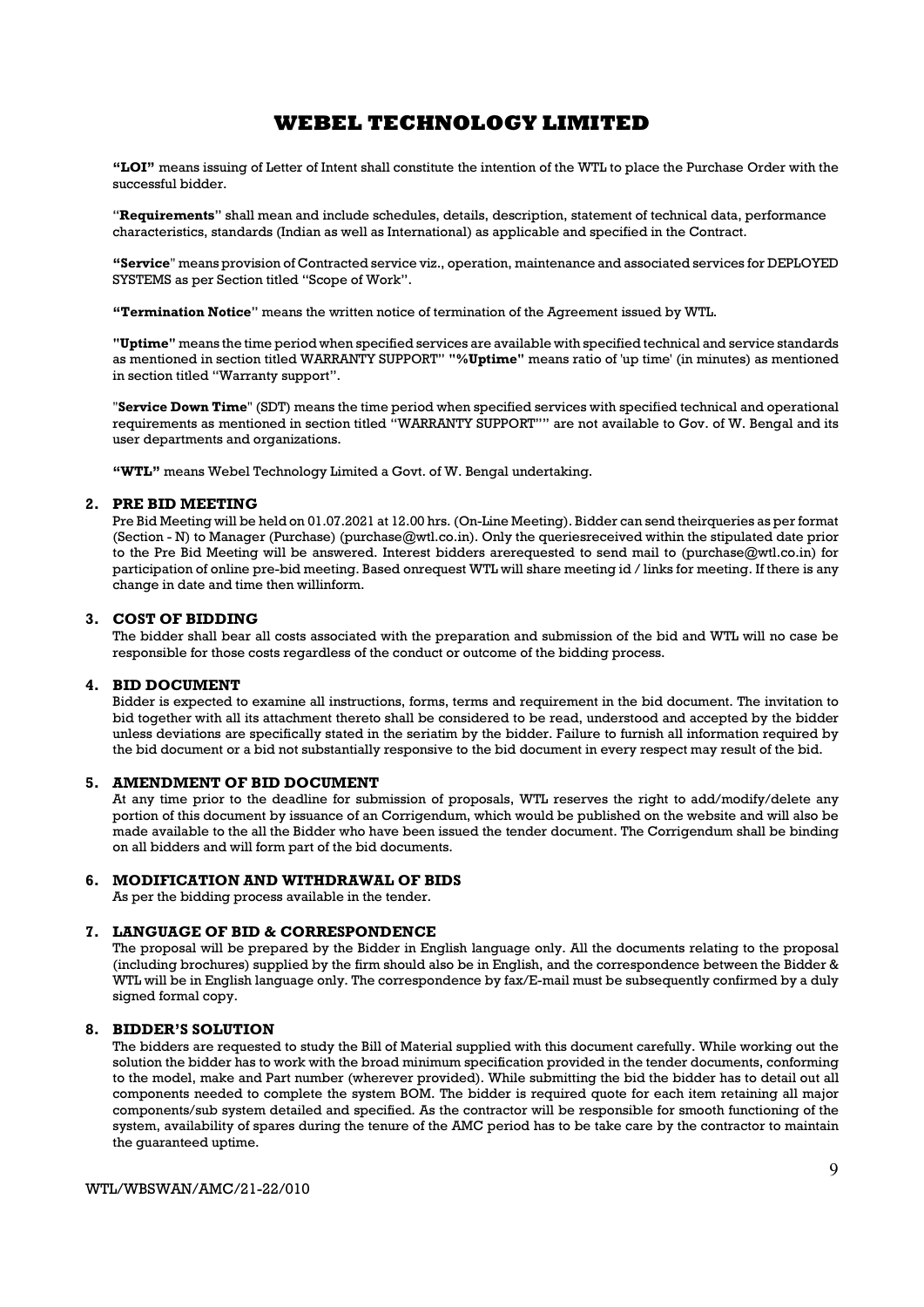**"LOI"** means issuing of Letter of Intent shall constitute the intention of the WTL to place the Purchase Order with the successful bidder.

"**Requirements**" shall mean and include schedules, details, description, statement of technical data, performance characteristics, standards (Indian as well as International) as applicable and specified in the Contract.

**"Service"** means provision of Contracted service viz., operation, maintenance and associated services for DEPLOYED SYSTEMS as per Section titled "Scope of Work".

**"Termination Notice"** means the written notice of termination of the Agreement issued by WTL.

**"Uptime"** means the time period when specified services are available with specified technical and service standards as mentioned in section titled WARRANTY SUPPORT" **"%Uptime"** means ratio of 'up time' (in minutes) as mentioned in section titled "Warranty support".

"**Service Down Time**" (SDT) means the time period when specified services with specified technical and operational requirements as mentioned in section titled "WARRANTY SUPPORT"" are not available to Gov. of W. Bengal and its user departments and organizations.

**"WTL"** means Webel Technology Limited a Govt. of W. Bengal undertaking.

## 2. PRE BID MEETING

Pre Bid Meeting will be held on 01.07.2021 at 12.00 hrs. (On-Line Meeting). Bidder can send theirqueries as per format (Section - N) to Manager (Purchase) (purchase@wtl.co.in). Only the queriesreceived within the stipulated date prior to the Pre Bid Meeting will be answered. Interest bidders arerequested to send mail to (purchase@wtl.co.in) for participation of online pre-bid meeting. Based onrequest WTL will share meeting id / links for meeting. If there is any change in date and time then willinform.

## 3. COST OF BIDDING

The bidder shall bear all costs associated with the preparation and submission of the bid and WTL will no case be responsible for those costs regardless of the conduct or outcome of the bidding process.

## 4. BID DOCUMENT

Bidder is expected to examine all instructions, forms, terms and requirement in the bid document. The invitation to bid together with all its attachment thereto shall be considered to be read, understood and accepted by the bidder unless deviations are specifically stated in the seriatim by the bidder. Failure to furnish all information required by the bid document or a bid not substantially responsive to the bid document in every respect may result of the bid.

## 5. AMENDMENT OF BID DOCUMENT

At any time prior to the deadline for submission of proposals, WTL reserves the right to add/modify/delete any portion of this document by issuance of an Corrigendum, which would be published on the website and will also be made available to the all the Bidder who have been issued the tender document. The Corrigendum shall be binding on all bidders and will form part of the bid documents.

## 6. MODIFICATION AND WITHDRAWAL OF BIDS

As per the bidding process available in the tender.

## 7. LANGUAGE OF BID & CORRESPONDENCE

The proposal will be prepared by the Bidder in English language only. All the documents relating to the proposal (including brochures) supplied by the firm should also be in English, and the correspondence between the Bidder & WTL will be in English language only. The correspondence by fax/E-mail must be subsequently confirmed by a duly signed formal copy.

## 8. BIDDER'S SOLUTION

The bidders are requested to study the Bill of Material supplied with this document carefully. While working out the solution the bidder has to work with the broad minimum specification provided in the tender documents, conforming to the model, make and Part number (wherever provided). While submitting the bid the bidder has to detail out all components needed to complete the system BOM. The bidder is required quote for each item retaining all major components/sub system detailed and specified. As the contractor will be responsible for smooth functioning of the system, availability of spares during the tenure of the AMC period has to be take care by the contractor to maintain the guaranteed uptime.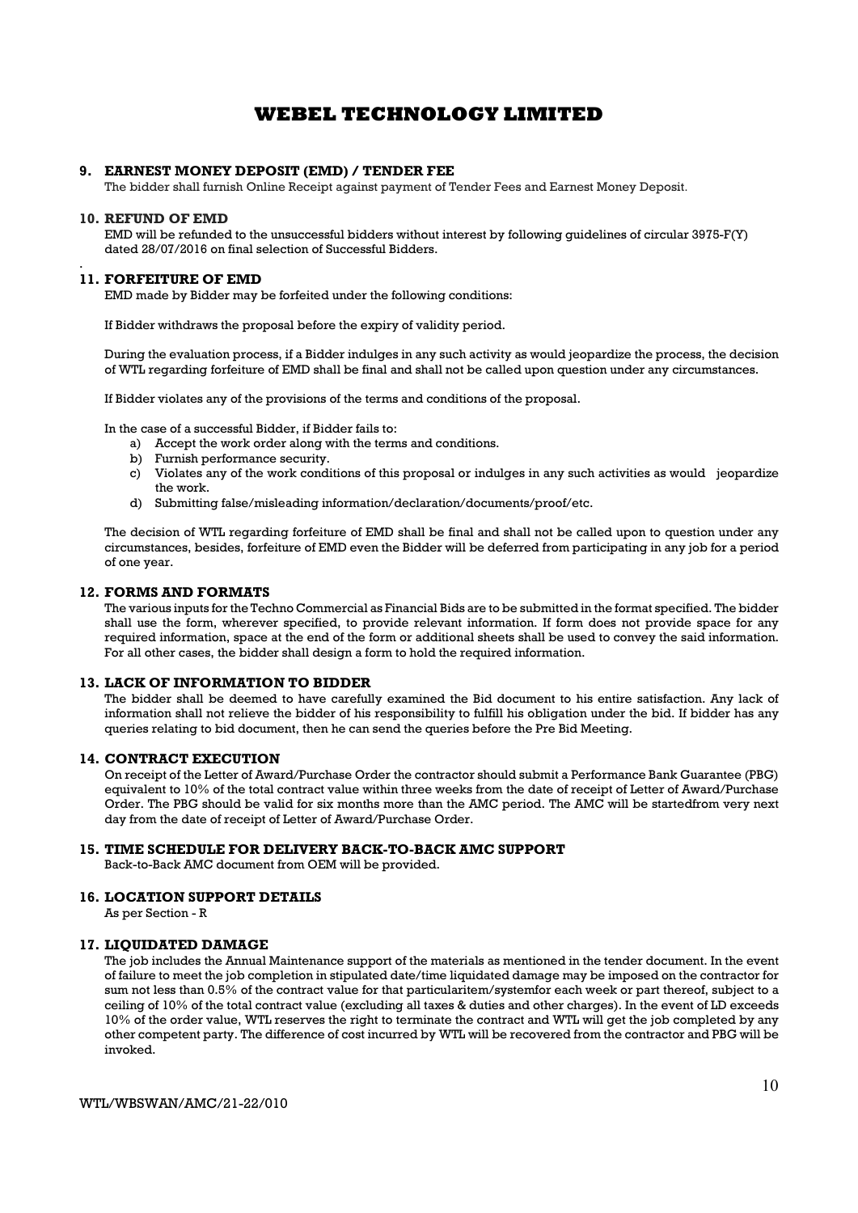# WEBEL TECHNOLOGY LIMITED

## 9. EARNEST MONEY DEPOSIT (EMD) / TENDER FEE

The bidder shall furnish Online Receipt against payment of Tender Fees and Earnest Money Deposit.

## 10. REFUND OF EMD

EMD will be refunded to the unsuccessful bidders without interest by following guidelines of circular 3975-F(Y) dated 28/07/2016 on final selection of Successful Bidders.

## 11. FORFEITURE OF EMD

EMD made by Bidder may be forfeited under the following conditions:

If Bidder withdraws the proposal before the expiry of validity period.

During the evaluation process, if a Bidder indulges in any such activity as would jeopardize the process, the decision of WTL regarding forfeiture of EMD shall be final and shall not be called upon question under any circumstances.

If Bidder violates any of the provisions of the terms and conditions of the proposal.

In the case of a successful Bidder, if Bidder fails to:

a) Accept the work order along with the terms and conditions.
b) Furnish performance security.
c) Violates any of the work conditions of this proposal or indulges in any such activities as would jeopardize the work.
d) Submitting false/misleading information/declaration/documents/proof/etc.

The decision of WTL regarding forfeiture of EMD shall be final and shall not be called upon to question under any circumstances, besides, forfeiture of EMD even the Bidder will be deferred from participating in any job for a period of one year.

## 12. FORMS AND FORMATS

The various inputs for the Techno Commercial as Financial Bids are to be submitted in the format specified. The bidder shall use the form, wherever specified, to provide relevant information. If form does not provide space for any required information, space at the end of the form or additional sheets shall be used to convey the said information. For all other cases, the bidder shall design a form to hold the required information.

## 13. LACK OF INFORMATION TO BIDDER

The bidder shall be deemed to have carefully examined the Bid document to his entire satisfaction. Any lack of information shall not relieve the bidder of his responsibility to fulfill his obligation under the bid. If bidder has any queries relating to bid document, then he can send the queries before the Pre Bid Meeting.

## 14. CONTRACT EXECUTION

On receipt of the Letter of Award/Purchase Order the contractor should submit a Performance Bank Guarantee (PBG) equivalent to 10% of the total contract value within three weeks from the date of receipt of Letter of Award/Purchase Order. The PBG should be valid for six months more than the AMC period. The AMC will be startedfrom very next day from the date of receipt of Letter of Award/Purchase Order.

## 15. TIME SCHEDULE FOR DELIVERY BACK-TO-BACK AMC SUPPORT

Back-to-Back AMC document from OEM will be provided.

## 16. LOCATION SUPPORT DETAILS

As per Section - R

## 17. LIQUIDATED DAMAGE

The job includes the Annual Maintenance support of the materials as mentioned in the tender document. In the event of failure to meet the job completion in stipulated date/time liquidated damage may be imposed on the contractor for sum not less than 0.5% of the contract value for that particularitem/systemfor each week or part thereof, subject to a ceiling of 10% of the total contract value (excluding all taxes & duties and other charges). In the event of LD exceeds 10% of the order value, WTL reserves the right to terminate the contract and WTL will get the job completed by any other competent party. The difference of cost incurred by WTL will be recovered from the contractor and PBG will be invoked.

WTL/WBSWAN/AMC/21-22/010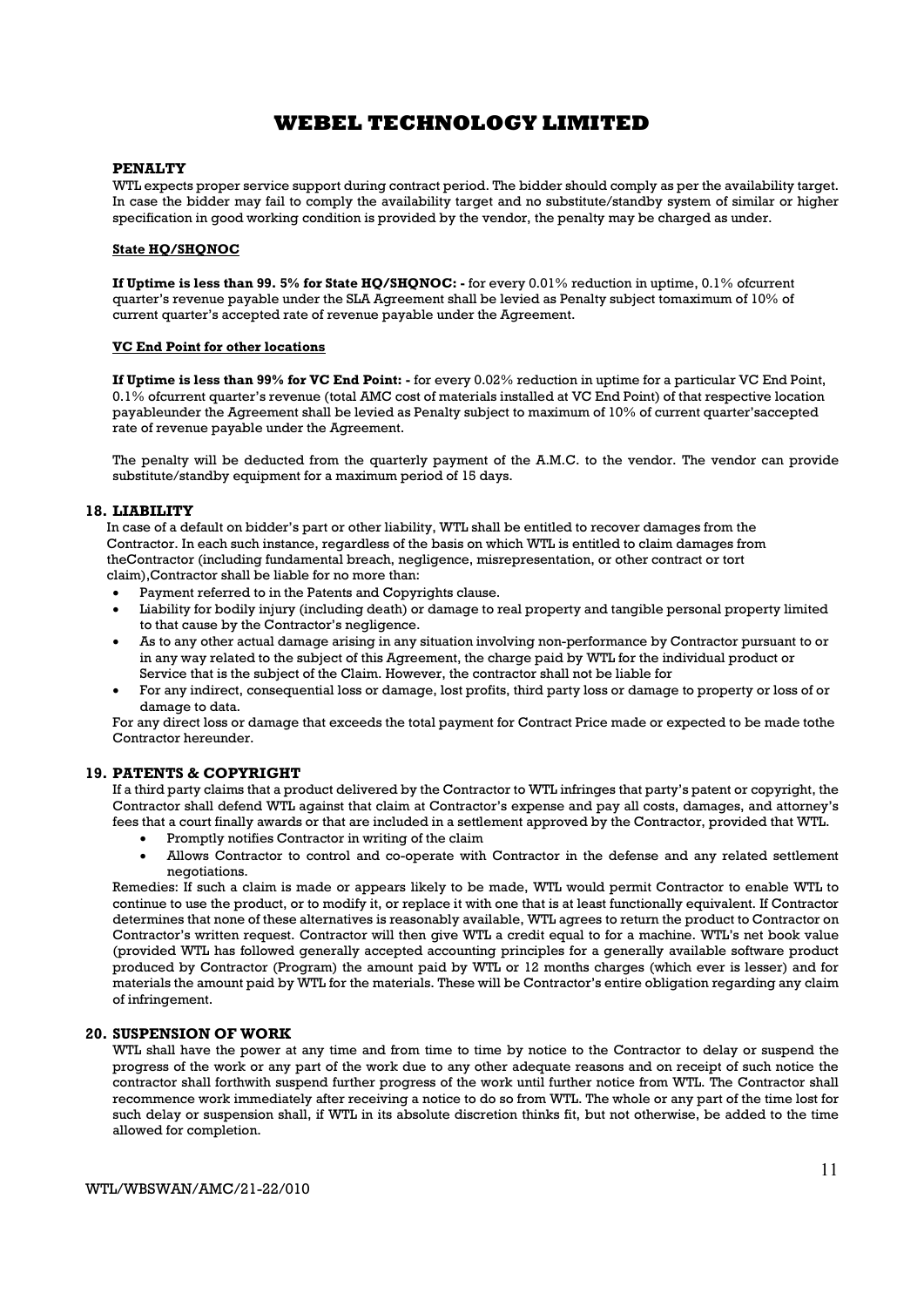# WEBEL TECHNOLOGY LIMITED

**PENALTY**

WTL expects proper service support during contract period. The bidder should comply as per the availability target. In case the bidder may fail to comply the availability target and no substitute/standby system of similar or higher specification in good working condition is provided by the vendor, the penalty may be charged as under.

**State HQ/SHQNOC**

**If Uptime is less than 99. 5% for State HQ/SHQNOC: -** for every 0.01% reduction in uptime, 0.1% ofcurrent quarter's revenue payable under the SLA Agreement shall be levied as Penalty subject tomaximum of 10% of current quarter's accepted rate of revenue payable under the Agreement.

**VC End Point for other locations**

**If Uptime is less than 99% for VC End Point: -** for every 0.02% reduction in uptime for a particular VC End Point, 0.1% ofcurrent quarter's revenue (total AMC cost of materials installed at VC End Point) of that respective location payableunder the Agreement shall be levied as Penalty subject to maximum of 10% of current quarter'saccepted rate of revenue payable under the Agreement.

The penalty will be deducted from the quarterly payment of the A.M.C. to the vendor. The vendor can provide substitute/standby equipment for a maximum period of 15 days.

## 18. LIABILITY

In case of a default on bidder's part or other liability, WTL shall be entitled to recover damages from the Contractor. In each such instance, regardless of the basis on which WTL is entitled to claim damages from theContractor (including fundamental breach, negligence, misrepresentation, or other contract or tort claim),Contractor shall be liable for no more than:

- Payment referred to in the Patents and Copyrights clause.
- Liability for bodily injury (including death) or damage to real property and tangible personal property limited to that cause by the Contractor's negligence.
- As to any other actual damage arising in any situation involving non-performance by Contractor pursuant to or in any way related to the subject of this Agreement, the charge paid by WTL for the individual product or Service that is the subject of the Claim. However, the contractor shall not be liable for
- For any indirect, consequential loss or damage, lost profits, third party loss or damage to property or loss of or damage to data.

For any direct loss or damage that exceeds the total payment for Contract Price made or expected to be made tothe Contractor hereunder.

## 19. PATENTS & COPYRIGHT

If a third party claims that a product delivered by the Contractor to WTL infringes that party's patent or copyright, the Contractor shall defend WTL against that claim at Contractor's expense and pay all costs, damages, and attorney's fees that a court finally awards or that are included in a settlement approved by the Contractor, provided that WTL.

- Promptly notifies Contractor in writing of the claim
- Allows Contractor to control and co-operate with Contractor in the defense and any related settlement negotiations.

Remedies: If such a claim is made or appears likely to be made, WTL would permit Contractor to enable WTL to continue to use the product, or to modify it, or replace it with one that is at least functionally equivalent. If Contractor determines that none of these alternatives is reasonably available, WTL agrees to return the product to Contractor on Contractor's written request. Contractor will then give WTL a credit equal to for a machine. WTL's net book value (provided WTL has followed generally accepted accounting principles for a generally available software product produced by Contractor (Program) the amount paid by WTL or 12 months charges (which ever is lesser) and for materials the amount paid by WTL for the materials. These will be Contractor's entire obligation regarding any claim of infringement.

## 20. SUSPENSION OF WORK

WTL shall have the power at any time and from time to time by notice to the Contractor to delay or suspend the progress of the work or any part of the work due to any other adequate reasons and on receipt of such notice the contractor shall forthwith suspend further progress of the work until further notice from WTL. The Contractor shall recommence work immediately after receiving a notice to do so from WTL. The whole or any part of the time lost for such delay or suspension shall, if WTL in its absolute discretion thinks fit, but not otherwise, be added to the time allowed for completion.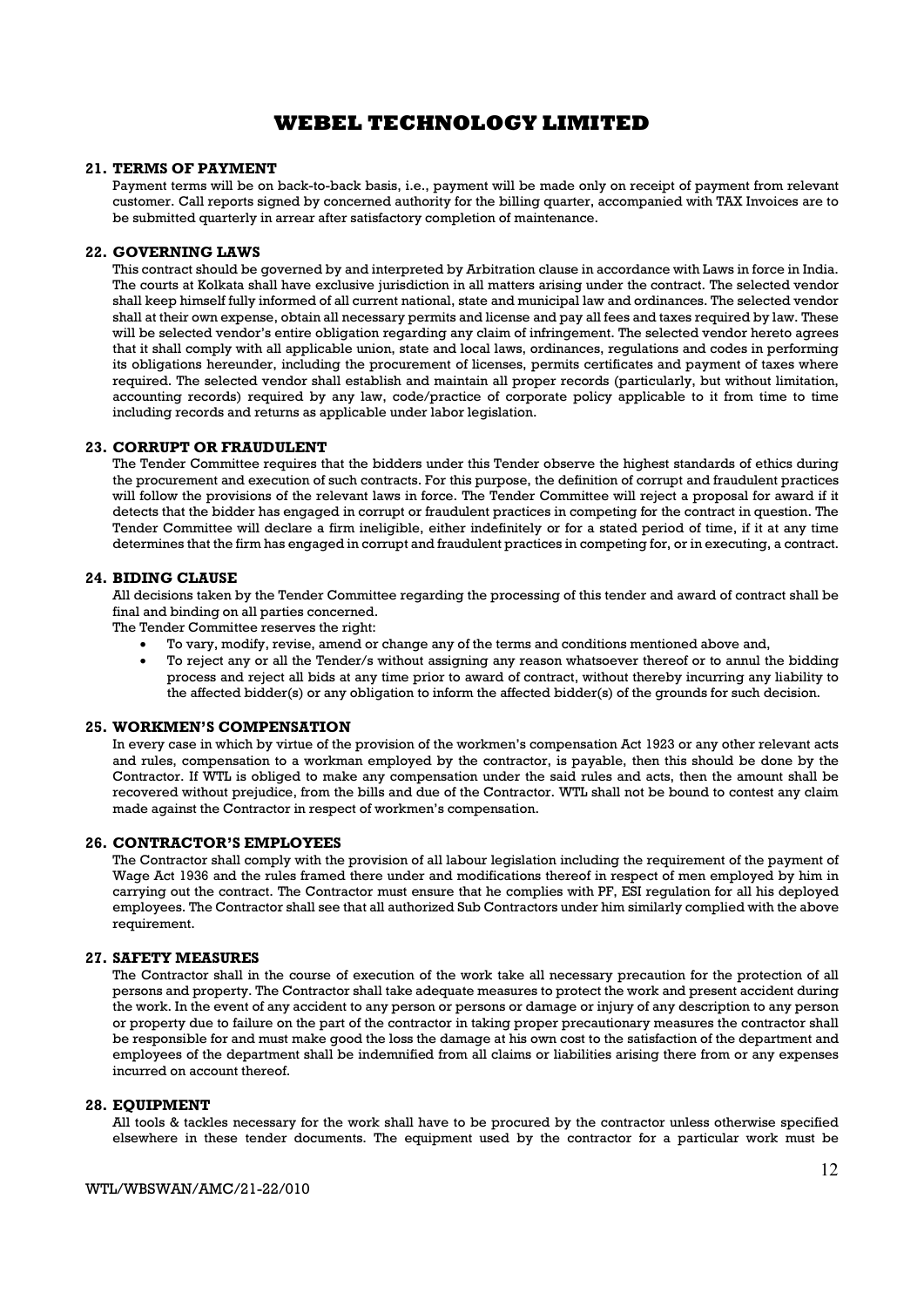## 21. TERMS OF PAYMENT

Payment terms will be on back-to-back basis, i.e., payment will be made only on receipt of payment from relevant customer. Call reports signed by concerned authority for the billing quarter, accompanied with TAX Invoices are to be submitted quarterly in arrear after satisfactory completion of maintenance.

## 22. GOVERNING LAWS

This contract should be governed by and interpreted by Arbitration clause in accordance with Laws in force in India. The courts at Kolkata shall have exclusive jurisdiction in all matters arising under the contract. The selected vendor shall keep himself fully informed of all current national, state and municipal law and ordinances. The selected vendor shall at their own expense, obtain all necessary permits and license and pay all fees and taxes required by law. These will be selected vendor's entire obligation regarding any claim of infringement. The selected vendor hereto agrees that it shall comply with all applicable union, state and local laws, ordinances, regulations and codes in performing its obligations hereunder, including the procurement of licenses, permits certificates and payment of taxes where required. The selected vendor shall establish and maintain all proper records (particularly, but without limitation, accounting records) required by any law, code/practice of corporate policy applicable to it from time to time including records and returns as applicable under labor legislation.

## 23. CORRUPT OR FRAUDULENT

The Tender Committee requires that the bidders under this Tender observe the highest standards of ethics during the procurement and execution of such contracts. For this purpose, the definition of corrupt and fraudulent practices will follow the provisions of the relevant laws in force. The Tender Committee will reject a proposal for award if it detects that the bidder has engaged in corrupt or fraudulent practices in competing for the contract in question. The Tender Committee will declare a firm ineligible, either indefinitely or for a stated period of time, if it at any time determines that the firm has engaged in corrupt and fraudulent practices in competing for, or in executing, a contract.

## 24. BIDING CLAUSE

All decisions taken by the Tender Committee regarding the processing of this tender and award of contract shall be final and binding on all parties concerned.

The Tender Committee reserves the right:

- To vary, modify, revise, amend or change any of the terms and conditions mentioned above and,
- To reject any or all the Tender/s without assigning any reason whatsoever thereof or to annul the bidding process and reject all bids at any time prior to award of contract, without thereby incurring any liability to the affected bidder(s) or any obligation to inform the affected bidder(s) of the grounds for such decision.

## 25. WORKMEN'S COMPENSATION

In every case in which by virtue of the provision of the workmen's compensation Act 1923 or any other relevant acts and rules, compensation to a workman employed by the contractor, is payable, then this should be done by the Contractor. If WTL is obliged to make any compensation under the said rules and acts, then the amount shall be recovered without prejudice, from the bills and due of the Contractor. WTL shall not be bound to contest any claim made against the Contractor in respect of workmen's compensation.

## 26. CONTRACTOR'S EMPLOYEES

The Contractor shall comply with the provision of all labour legislation including the requirement of the payment of Wage Act 1936 and the rules framed there under and modifications thereof in respect of men employed by him in carrying out the contract. The Contractor must ensure that he complies with PF, ESI regulation for all his deployed employees. The Contractor shall see that all authorized Sub Contractors under him similarly complied with the above requirement.

## 27. SAFETY MEASURES

The Contractor shall in the course of execution of the work take all necessary precaution for the protection of all persons and property. The Contractor shall take adequate measures to protect the work and present accident during the work. In the event of any accident to any person or persons or damage or injury of any description to any person or property due to failure on the part of the contractor in taking proper precautionary measures the contractor shall be responsible for and must make good the loss the damage at his own cost to the satisfaction of the department and employees of the department shall be indemnified from all claims or liabilities arising there from or any expenses incurred on account thereof.

## 28. EQUIPMENT

All tools & tackles necessary for the work shall have to be procured by the contractor unless otherwise specified elsewhere in these tender documents. The equipment used by the contractor for a particular work must be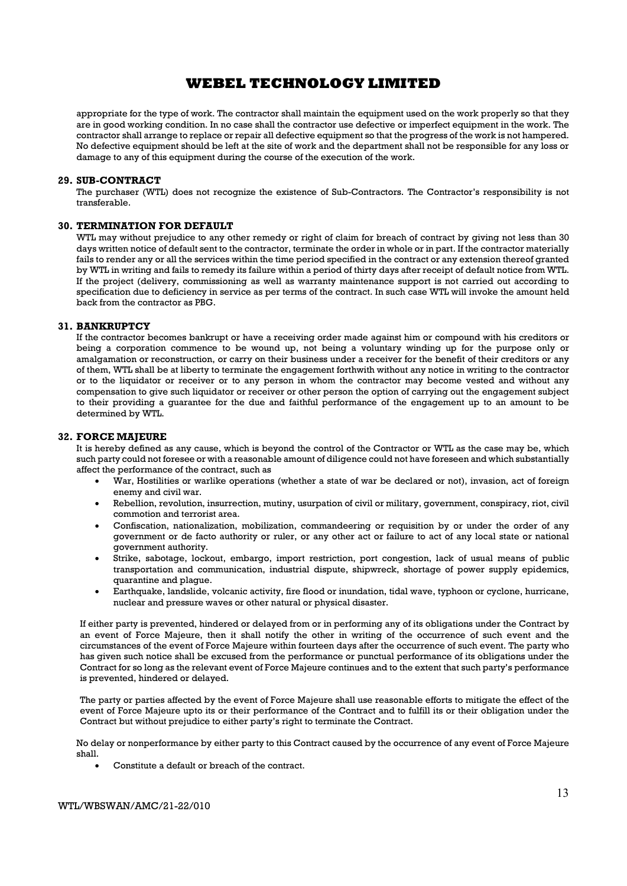appropriate for the type of work. The contractor shall maintain the equipment used on the work properly so that they are in good working condition. In no case shall the contractor use defective or imperfect equipment in the work. The contractor shall arrange to replace or repair all defective equipment so that the progress of the work is not hampered. No defective equipment should be left at the site of work and the department shall not be responsible for any loss or damage to any of this equipment during the course of the execution of the work.

### 29. SUB-CONTRACT

The purchaser (WTL) does not recognize the existence of Sub-Contractors. The Contractor's responsibility is not transferable.

### 30. TERMINATION FOR DEFAULT

WTL may without prejudice to any other remedy or right of claim for breach of contract by giving not less than 30 days written notice of default sent to the contractor, terminate the order in whole or in part. If the contractor materially fails to render any or all the services within the time period specified in the contract or any extension thereof granted by WTL in writing and fails to remedy its failure within a period of thirty days after receipt of default notice from WTL. If the project (delivery, commissioning as well as warranty maintenance support is not carried out according to specification due to deficiency in service as per terms of the contract. In such case WTL will invoke the amount held back from the contractor as PBG.

### 31. BANKRUPTCY

If the contractor becomes bankrupt or have a receiving order made against him or compound with his creditors or being a corporation commence to be wound up, not being a voluntary winding up for the purpose only or amalgamation or reconstruction, or carry on their business under a receiver for the benefit of their creditors or any of them, WTL shall be at liberty to terminate the engagement forthwith without any notice in writing to the contractor or to the liquidator or receiver or to any person in whom the contractor may become vested and without any compensation to give such liquidator or receiver or other person the option of carrying out the engagement subject to their providing a guarantee for the due and faithful performance of the engagement up to an amount to be determined by WTL.

### 32. FORCE MAJEURE

It is hereby defined as any cause, which is beyond the control of the Contractor or WTL as the case may be, which such party could not foresee or with a reasonable amount of diligence could not have foreseen and which substantially affect the performance of the contract, such as

- War, Hostilities or warlike operations (whether a state of war be declared or not), invasion, act of foreign enemy and civil war.
- Rebellion, revolution, insurrection, mutiny, usurpation of civil or military, government, conspiracy, riot, civil commotion and terrorist area.
- Confiscation, nationalization, mobilization, commandeering or requisition by or under the order of any government or de facto authority or ruler, or any other act or failure to act of any local state or national government authority.
- Strike, sabotage, lockout, embargo, import restriction, port congestion, lack of usual means of public transportation and communication, industrial dispute, shipwreck, shortage of power supply epidemics, quarantine and plague.
- Earthquake, landslide, volcanic activity, fire flood or inundation, tidal wave, typhoon or cyclone, hurricane, nuclear and pressure waves or other natural or physical disaster.

If either party is prevented, hindered or delayed from or in performing any of its obligations under the Contract by an event of Force Majeure, then it shall notify the other in writing of the occurrence of such event and the circumstances of the event of Force Majeure within fourteen days after the occurrence of such event. The party who has given such notice shall be excused from the performance or punctual performance of its obligations under the Contract for so long as the relevant event of Force Majeure continues and to the extent that such party's performance is prevented, hindered or delayed.

The party or parties affected by the event of Force Majeure shall use reasonable efforts to mitigate the effect of the event of Force Majeure upto its or their performance of the Contract and to fulfill its or their obligation under the Contract but without prejudice to either party's right to terminate the Contract.

No delay or nonperformance by either party to this Contract caused by the occurrence of any event of Force Majeure shall.

- Constitute a default or breach of the contract.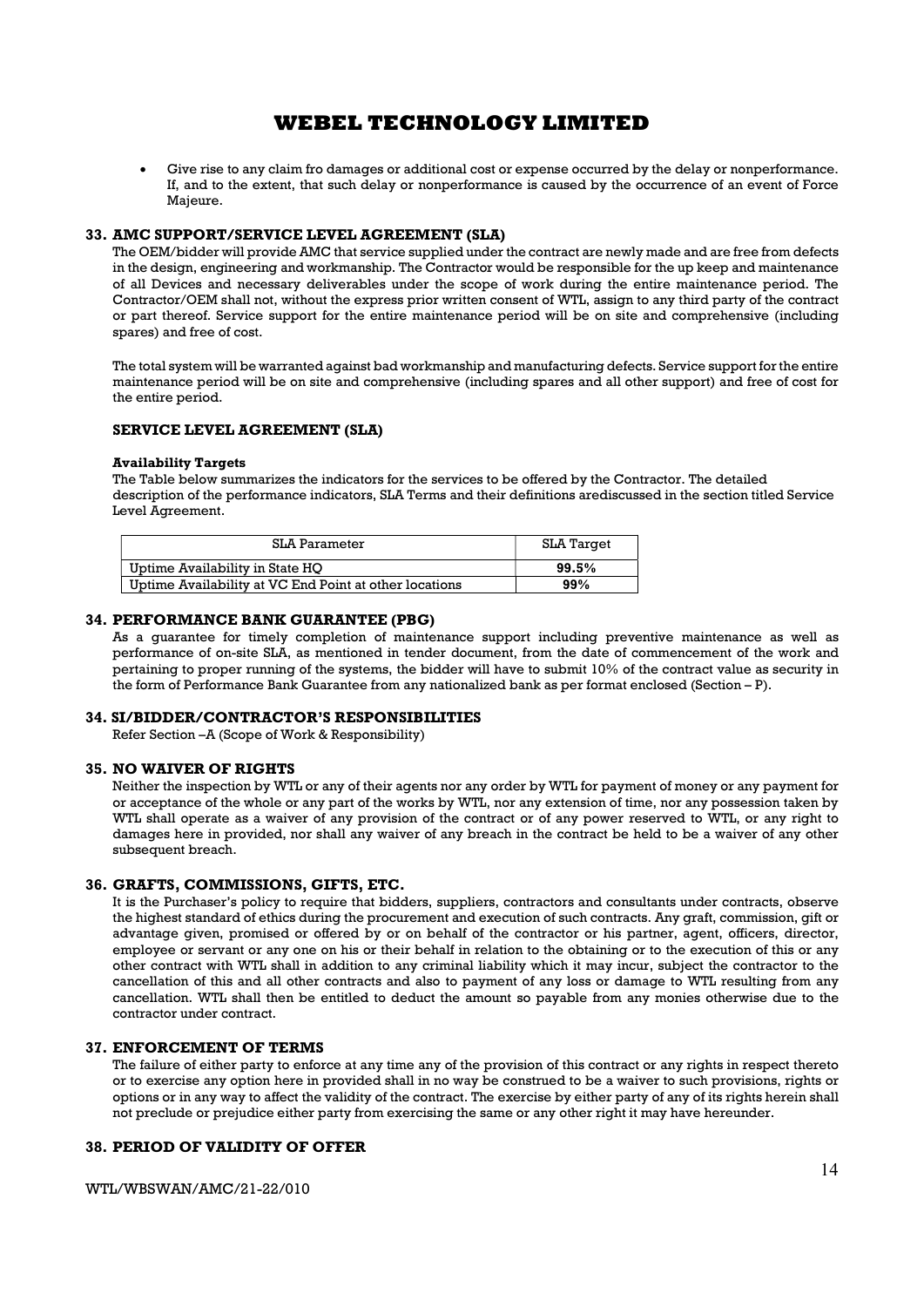- Give rise to any claim fro damages or additional cost or expense occurred by the delay or nonperformance. If, and to the extent, that such delay or nonperformance is caused by the occurrence of an event of Force Majeure.

## 33. AMC SUPPORT/SERVICE LEVEL AGREEMENT (SLA)

The OEM/bidder will provide AMC that service supplied under the contract are newly made and are free from defects in the design, engineering and workmanship. The Contractor would be responsible for the up keep and maintenance of all Devices and necessary deliverables under the scope of work during the entire maintenance period. The Contractor/OEM shall not, without the express prior written consent of WTL, assign to any third party of the contract or part thereof. Service support for the entire maintenance period will be on site and comprehensive (including spares) and free of cost.

The total system will be warranted against bad workmanship and manufacturing defects. Service support for the entire maintenance period will be on site and comprehensive (including spares and all other support) and free of cost for the entire period.

### SERVICE LEVEL AGREEMENT (SLA)

**Availability Targets**

The Table below summarizes the indicators for the services to be offered by the Contractor. The detailed description of the performance indicators, SLA Terms and their definitions arediscussed in the section titled Service Level Agreement.

| SLA Parameter | SLA Target |
|---|---|
| Uptime Availability in State HQ | **99.5%** |
| Uptime Availability at VC End Point at other locations | **99%** |

## 34. PERFORMANCE BANK GUARANTEE (PBG)

As a guarantee for timely completion of maintenance support including preventive maintenance as well as performance of on-site SLA, as mentioned in tender document, from the date of commencement of the work and pertaining to proper running of the systems, the bidder will have to submit 10% of the contract value as security in the form of Performance Bank Guarantee from any nationalized bank as per format enclosed (Section – P).

## 34. SI/BIDDER/CONTRACTOR'S RESPONSIBILITIES

Refer Section –A (Scope of Work & Responsibility)

## 35. NO WAIVER OF RIGHTS

Neither the inspection by WTL or any of their agents nor any order by WTL for payment of money or any payment for or acceptance of the whole or any part of the works by WTL, nor any extension of time, nor any possession taken by WTL shall operate as a waiver of any provision of the contract or of any power reserved to WTL, or any right to damages here in provided, nor shall any waiver of any breach in the contract be held to be a waiver of any other subsequent breach.

## 36. GRAFTS, COMMISSIONS, GIFTS, ETC.

It is the Purchaser's policy to require that bidders, suppliers, contractors and consultants under contracts, observe the highest standard of ethics during the procurement and execution of such contracts. Any graft, commission, gift or advantage given, promised or offered by or on behalf of the contractor or his partner, agent, officers, director, employee or servant or any one on his or their behalf in relation to the obtaining or to the execution of this or any other contract with WTL shall in addition to any criminal liability which it may incur, subject the contractor to the cancellation of this and all other contracts and also to payment of any loss or damage to WTL resulting from any cancellation. WTL shall then be entitled to deduct the amount so payable from any monies otherwise due to the contractor under contract.

## 37. ENFORCEMENT OF TERMS

The failure of either party to enforce at any time any of the provision of this contract or any rights in respect thereto or to exercise any option here in provided shall in no way be construed to be a waiver to such provisions, rights or options or in any way to affect the validity of the contract. The exercise by either party of any of its rights herein shall not preclude or prejudice either party from exercising the same or any other right it may have hereunder.

## 38. PERIOD OF VALIDITY OF OFFER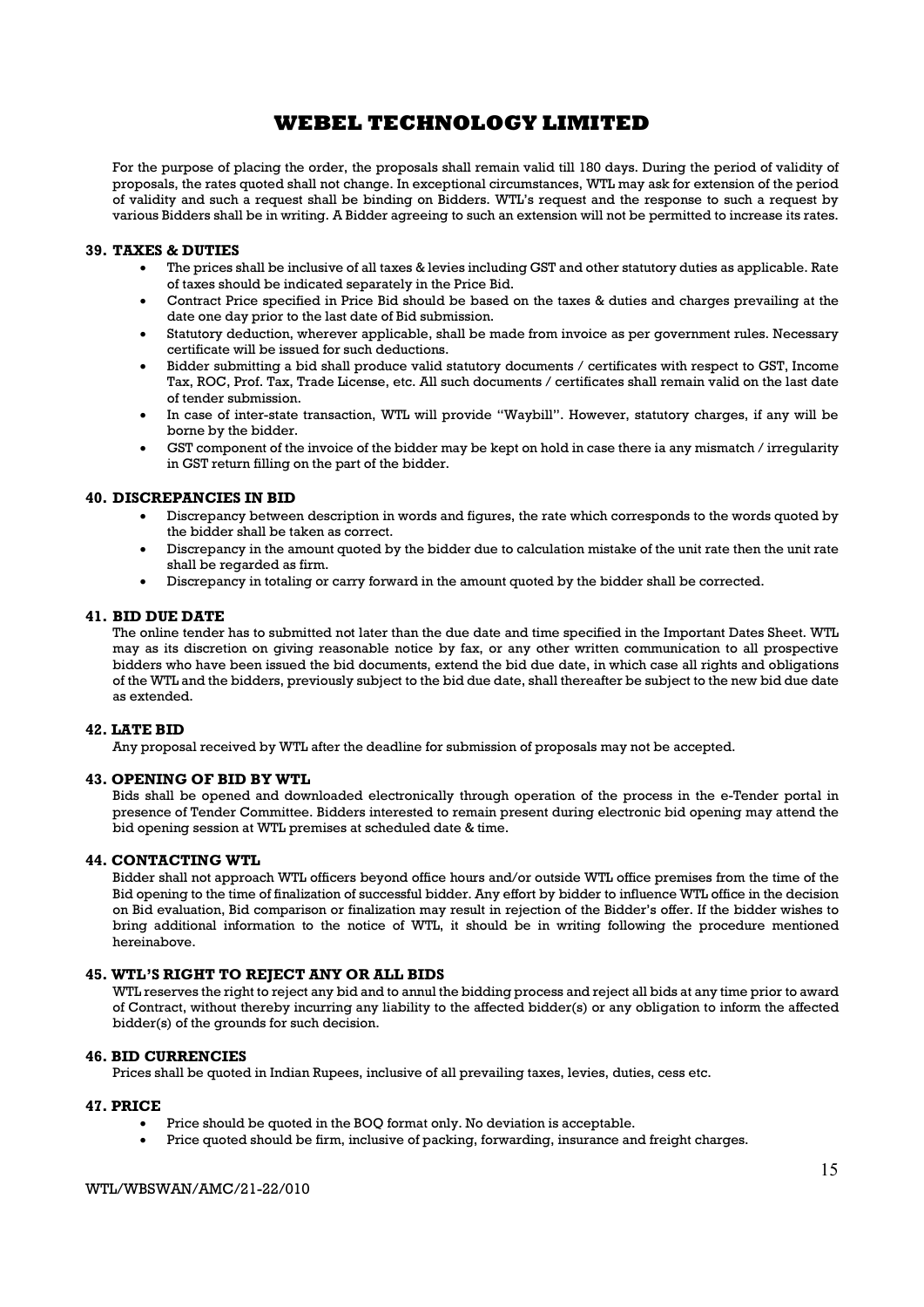For the purpose of placing the order, the proposals shall remain valid till 180 days. During the period of validity of proposals, the rates quoted shall not change. In exceptional circumstances, WTL may ask for extension of the period of validity and such a request shall be binding on Bidders. WTL's request and the response to such a request by various Bidders shall be in writing. A Bidder agreeing to such an extension will not be permitted to increase its rates.

### 39. TAXES & DUTIES

- The prices shall be inclusive of all taxes & levies including GST and other statutory duties as applicable. Rate of taxes should be indicated separately in the Price Bid.
- Contract Price specified in Price Bid should be based on the taxes & duties and charges prevailing at the date one day prior to the last date of Bid submission.
- Statutory deduction, wherever applicable, shall be made from invoice as per government rules. Necessary certificate will be issued for such deductions.
- Bidder submitting a bid shall produce valid statutory documents / certificates with respect to GST, Income Tax, ROC, Prof. Tax, Trade License, etc. All such documents / certificates shall remain valid on the last date of tender submission.
- In case of inter-state transaction, WTL will provide "Waybill". However, statutory charges, if any will be borne by the bidder.
- GST component of the invoice of the bidder may be kept on hold in case there ia any mismatch / irregularity in GST return filling on the part of the bidder.

### 40. DISCREPANCIES IN BID

- Discrepancy between description in words and figures, the rate which corresponds to the words quoted by the bidder shall be taken as correct.
- Discrepancy in the amount quoted by the bidder due to calculation mistake of the unit rate then the unit rate shall be regarded as firm.
- Discrepancy in totaling or carry forward in the amount quoted by the bidder shall be corrected.

### 41. BID DUE DATE

The online tender has to submitted not later than the due date and time specified in the Important Dates Sheet. WTL may as its discretion on giving reasonable notice by fax, or any other written communication to all prospective bidders who have been issued the bid documents, extend the bid due date, in which case all rights and obligations of the WTL and the bidders, previously subject to the bid due date, shall thereafter be subject to the new bid due date as extended.

### 42. LATE BID

Any proposal received by WTL after the deadline for submission of proposals may not be accepted.

### 43. OPENING OF BID BY WTL

Bids shall be opened and downloaded electronically through operation of the process in the e-Tender portal in presence of Tender Committee. Bidders interested to remain present during electronic bid opening may attend the bid opening session at WTL premises at scheduled date & time.

### 44. CONTACTING WTL

Bidder shall not approach WTL officers beyond office hours and/or outside WTL office premises from the time of the Bid opening to the time of finalization of successful bidder. Any effort by bidder to influence WTL office in the decision on Bid evaluation, Bid comparison or finalization may result in rejection of the Bidder's offer. If the bidder wishes to bring additional information to the notice of WTL, it should be in writing following the procedure mentioned hereinabove.

### 45. WTL'S RIGHT TO REJECT ANY OR ALL BIDS

WTL reserves the right to reject any bid and to annul the bidding process and reject all bids at any time prior to award of Contract, without thereby incurring any liability to the affected bidder(s) or any obligation to inform the affected bidder(s) of the grounds for such decision.

### 46. BID CURRENCIES

Prices shall be quoted in Indian Rupees, inclusive of all prevailing taxes, levies, duties, cess etc.

### 47. PRICE

- Price should be quoted in the BOQ format only. No deviation is acceptable.
- Price quoted should be firm, inclusive of packing, forwarding, insurance and freight charges.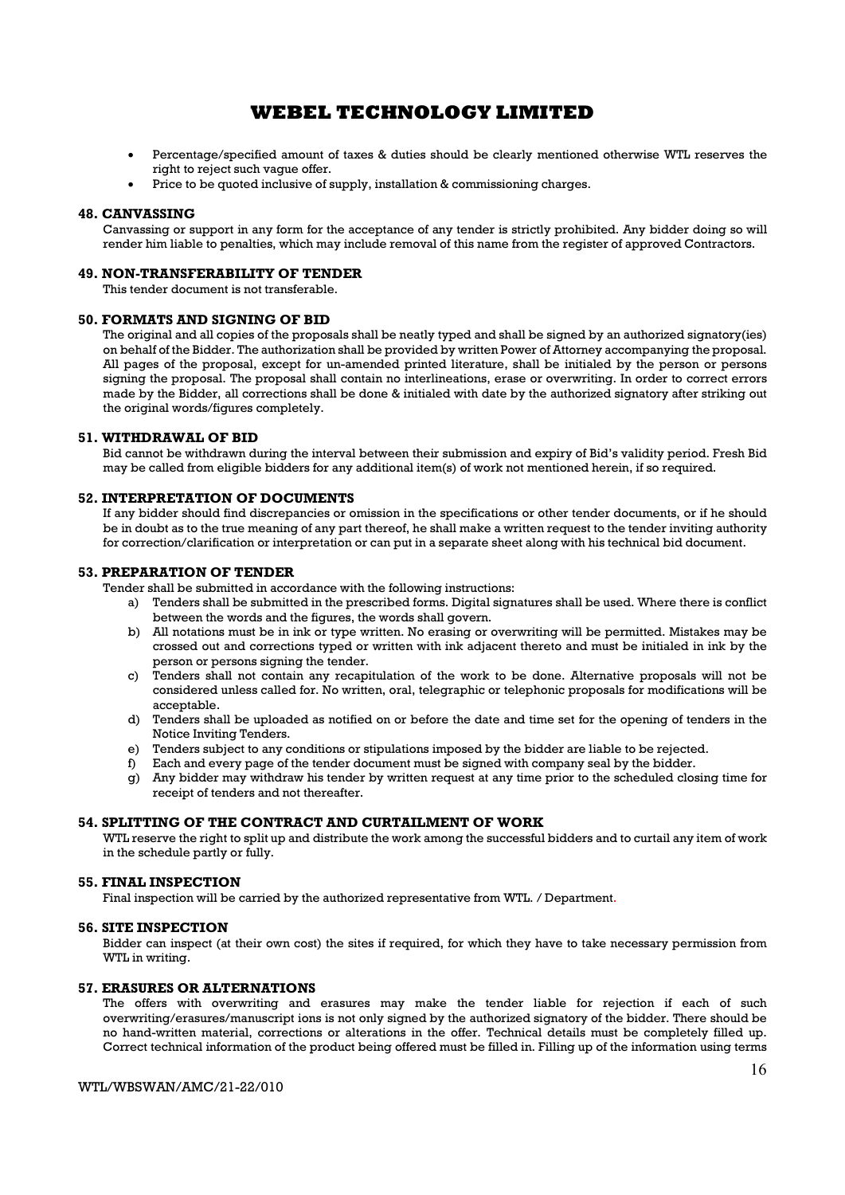- Percentage/specified amount of taxes & duties should be clearly mentioned otherwise WTL reserves the right to reject such vague offer.
- Price to be quoted inclusive of supply, installation & commissioning charges.

### 48. CANVASSING

Canvassing or support in any form for the acceptance of any tender is strictly prohibited. Any bidder doing so will render him liable to penalties, which may include removal of this name from the register of approved Contractors.

### 49. NON-TRANSFERABILITY OF TENDER

This tender document is not transferable.

### 50. FORMATS AND SIGNING OF BID

The original and all copies of the proposals shall be neatly typed and shall be signed by an authorized signatory(ies) on behalf of the Bidder. The authorization shall be provided by written Power of Attorney accompanying the proposal. All pages of the proposal, except for un-amended printed literature, shall be initialed by the person or persons signing the proposal. The proposal shall contain no interlineations, erase or overwriting. In order to correct errors made by the Bidder, all corrections shall be done & initialed with date by the authorized signatory after striking out the original words/figures completely.

### 51. WITHDRAWAL OF BID

Bid cannot be withdrawn during the interval between their submission and expiry of Bid's validity period. Fresh Bid may be called from eligible bidders for any additional item(s) of work not mentioned herein, if so required.

### 52. INTERPRETATION OF DOCUMENTS

If any bidder should find discrepancies or omission in the specifications or other tender documents, or if he should be in doubt as to the true meaning of any part thereof, he shall make a written request to the tender inviting authority for correction/clarification or interpretation or can put in a separate sheet along with his technical bid document.

### 53. PREPARATION OF TENDER

Tender shall be submitted in accordance with the following instructions:

a) Tenders shall be submitted in the prescribed forms. Digital signatures shall be used. Where there is conflict between the words and the figures, the words shall govern.
b) All notations must be in ink or type written. No erasing or overwriting will be permitted. Mistakes may be crossed out and corrections typed or written with ink adjacent thereto and must be initialed in ink by the person or persons signing the tender.
c) Tenders shall not contain any recapitulation of the work to be done. Alternative proposals will not be considered unless called for. No written, oral, telegraphic or telephonic proposals for modifications will be acceptable.
d) Tenders shall be uploaded as notified on or before the date and time set for the opening of tenders in the Notice Inviting Tenders.
e) Tenders subject to any conditions or stipulations imposed by the bidder are liable to be rejected.
f) Each and every page of the tender document must be signed with company seal by the bidder.
g) Any bidder may withdraw his tender by written request at any time prior to the scheduled closing time for receipt of tenders and not thereafter.

### 54. SPLITTING OF THE CONTRACT AND CURTAILMENT OF WORK

WTL reserve the right to split up and distribute the work among the successful bidders and to curtail any item of work in the schedule partly or fully.

### 55. FINAL INSPECTION

Final inspection will be carried by the authorized representative from WTL. / Department.

### 56. SITE INSPECTION

Bidder can inspect (at their own cost) the sites if required, for which they have to take necessary permission from WTL in writing.

### 57. ERASURES OR ALTERNATIONS

The offers with overwriting and erasures may make the tender liable for rejection if each of such overwriting/erasures/manuscript ions is not only signed by the authorized signatory of the bidder. There should be no hand-written material, corrections or alterations in the offer. Technical details must be completely filled up. Correct technical information of the product being offered must be filled in. Filling up of the information using terms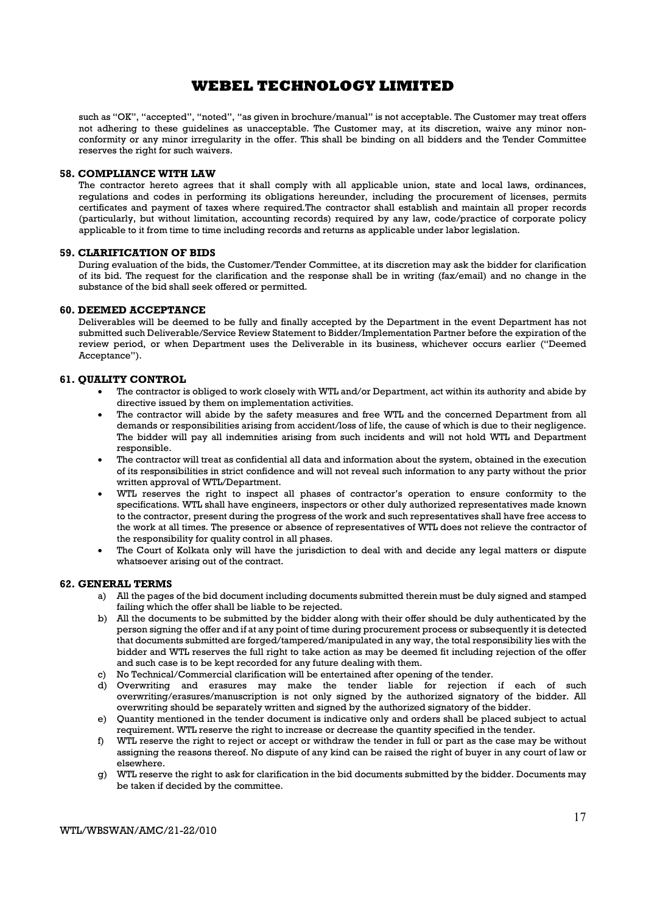such as "OK", "accepted", "noted", "as given in brochure/manual" is not acceptable. The Customer may treat offers not adhering to these guidelines as unacceptable. The Customer may, at its discretion, waive any minor non-conformity or any minor irregularity in the offer. This shall be binding on all bidders and the Tender Committee reserves the right for such waivers.

### 58. COMPLIANCE WITH LAW

The contractor hereto agrees that it shall comply with all applicable union, state and local laws, ordinances, regulations and codes in performing its obligations hereunder, including the procurement of licenses, permits certificates and payment of taxes where required.The contractor shall establish and maintain all proper records (particularly, but without limitation, accounting records) required by any law, code/practice of corporate policy applicable to it from time to time including records and returns as applicable under labor legislation.

### 59. CLARIFICATION OF BIDS

During evaluation of the bids, the Customer/Tender Committee, at its discretion may ask the bidder for clarification of its bid. The request for the clarification and the response shall be in writing (fax/email) and no change in the substance of the bid shall seek offered or permitted.

### 60. DEEMED ACCEPTANCE

Deliverables will be deemed to be fully and finally accepted by the Department in the event Department has not submitted such Deliverable/Service Review Statement to Bidder/Implementation Partner before the expiration of the review period, or when Department uses the Deliverable in its business, whichever occurs earlier ("Deemed Acceptance").

### 61. QUALITY CONTROL

- The contractor is obliged to work closely with WTL and/or Department, act within its authority and abide by directive issued by them on implementation activities.
- The contractor will abide by the safety measures and free WTL and the concerned Department from all demands or responsibilities arising from accident/loss of life, the cause of which is due to their negligence. The bidder will pay all indemnities arising from such incidents and will not hold WTL and Department responsible.
- The contractor will treat as confidential all data and information about the system, obtained in the execution of its responsibilities in strict confidence and will not reveal such information to any party without the prior written approval of WTL/Department.
- WTL reserves the right to inspect all phases of contractor's operation to ensure conformity to the specifications. WTL shall have engineers, inspectors or other duly authorized representatives made known to the contractor, present during the progress of the work and such representatives shall have free access to the work at all times. The presence or absence of representatives of WTL does not relieve the contractor of the responsibility for quality control in all phases.
- The Court of Kolkata only will have the jurisdiction to deal with and decide any legal matters or dispute whatsoever arising out of the contract.

### 62. GENERAL TERMS

a) All the pages of the bid document including documents submitted therein must be duly signed and stamped failing which the offer shall be liable to be rejected.

b) All the documents to be submitted by the bidder along with their offer should be duly authenticated by the person signing the offer and if at any point of time during procurement process or subsequently it is detected that documents submitted are forged/tampered/manipulated in any way, the total responsibility lies with the bidder and WTL reserves the full right to take action as may be deemed fit including rejection of the offer and such case is to be kept recorded for any future dealing with them.

c) No Technical/Commercial clarification will be entertained after opening of the tender.

d) Overwriting and erasures may make the tender liable for rejection if each of such overwriting/erasures/manuscription is not only signed by the authorized signatory of the bidder. All overwriting should be separately written and signed by the authorized signatory of the bidder.

e) Quantity mentioned in the tender document is indicative only and orders shall be placed subject to actual requirement. WTL reserve the right to increase or decrease the quantity specified in the tender.

f) WTL reserve the right to reject or accept or withdraw the tender in full or part as the case may be without assigning the reasons thereof. No dispute of any kind can be raised the right of buyer in any court of law or elsewhere.

g) WTL reserve the right to ask for clarification in the bid documents submitted by the bidder. Documents may be taken if decided by the committee.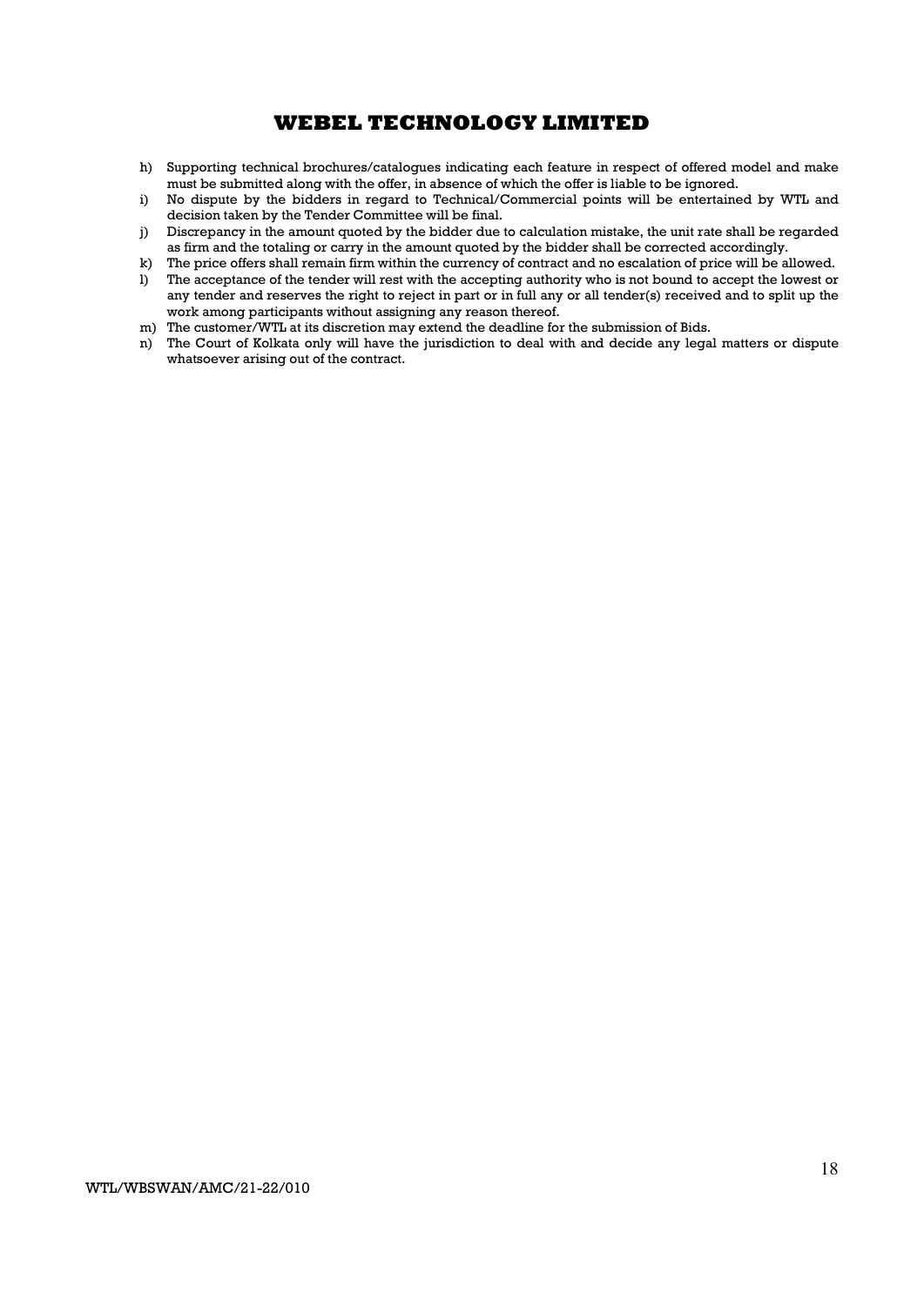h) Supporting technical brochures/catalogues indicating each feature in respect of offered model and make must be submitted along with the offer, in absence of which the offer is liable to be ignored.
i) No dispute by the bidders in regard to Technical/Commercial points will be entertained by WTL and decision taken by the Tender Committee will be final.
j) Discrepancy in the amount quoted by the bidder due to calculation mistake, the unit rate shall be regarded as firm and the totaling or carry in the amount quoted by the bidder shall be corrected accordingly.
k) The price offers shall remain firm within the currency of contract and no escalation of price will be allowed.
l) The acceptance of the tender will rest with the accepting authority who is not bound to accept the lowest or any tender and reserves the right to reject in part or in full any or all tender(s) received and to split up the work among participants without assigning any reason thereof.
m) The customer/WTL at its discretion may extend the deadline for the submission of Bids.
n) The Court of Kolkata only will have the jurisdiction to deal with and decide any legal matters or dispute whatsoever arising out of the contract.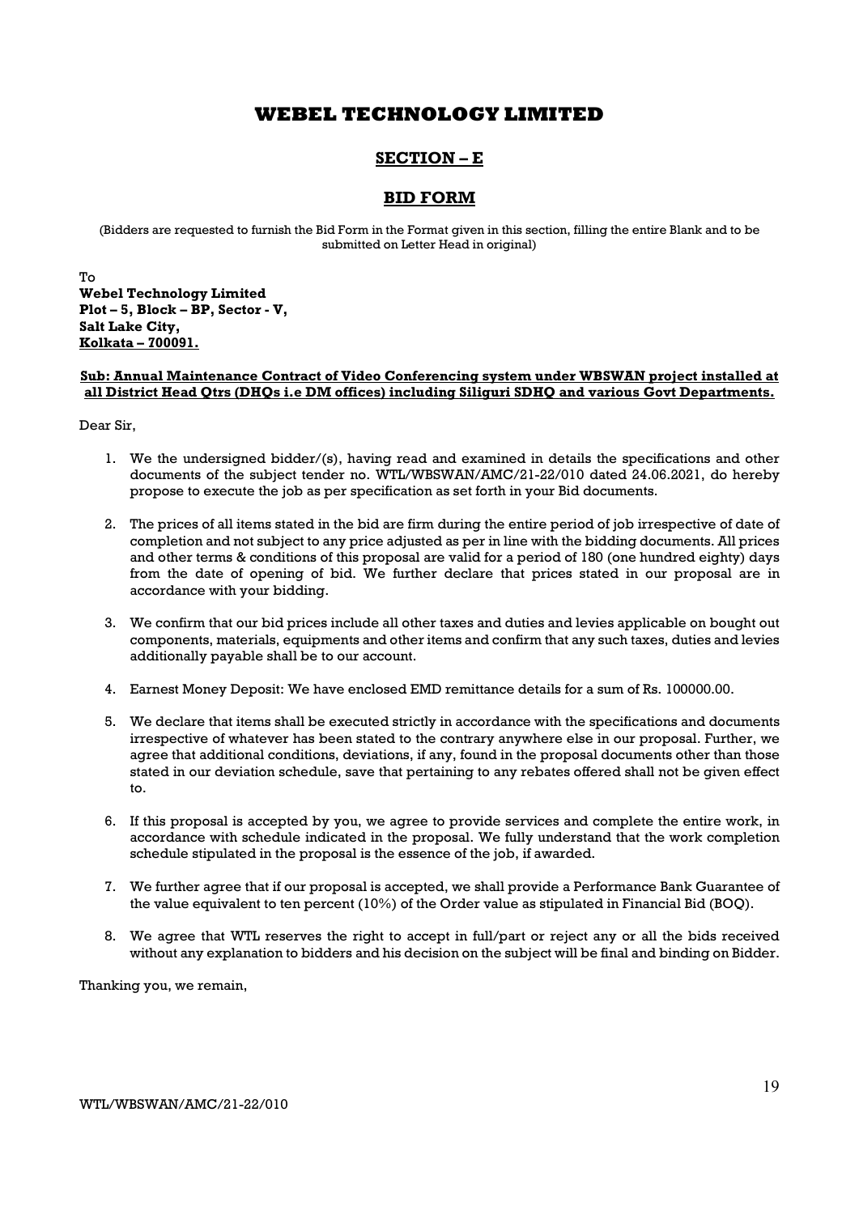# WEBEL TECHNOLOGY LIMITED

## SECTION – E

## BID FORM

(Bidders are requested to furnish the Bid Form in the Format given in this section, filling the entire Blank and to be submitted on Letter Head in original)

To
**Webel Technology Limited**
**Plot – 5, Block – BP, Sector - V,**
**Salt Lake City,**
**Kolkata – 700091.**

**Sub: Annual Maintenance Contract of Video Conferencing system under WBSWAN project installed at all District Head Qtrs (DHQs i.e DM offices) including Siliguri SDHQ and various Govt Departments.**

Dear Sir,

1. We the undersigned bidder/(s), having read and examined in details the specifications and other documents of the subject tender no. WTL/WBSWAN/AMC/21-22/010 dated 24.06.2021, do hereby propose to execute the job as per specification as set forth in your Bid documents.

2. The prices of all items stated in the bid are firm during the entire period of job irrespective of date of completion and not subject to any price adjusted as per in line with the bidding documents. All prices and other terms & conditions of this proposal are valid for a period of 180 (one hundred eighty) days from the date of opening of bid. We further declare that prices stated in our proposal are in accordance with your bidding.

3. We confirm that our bid prices include all other taxes and duties and levies applicable on bought out components, materials, equipments and other items and confirm that any such taxes, duties and levies additionally payable shall be to our account.

4. Earnest Money Deposit: We have enclosed EMD remittance details for a sum of Rs. 100000.00.

5. We declare that items shall be executed strictly in accordance with the specifications and documents irrespective of whatever has been stated to the contrary anywhere else in our proposal. Further, we agree that additional conditions, deviations, if any, found in the proposal documents other than those stated in our deviation schedule, save that pertaining to any rebates offered shall not be given effect to.

6. If this proposal is accepted by you, we agree to provide services and complete the entire work, in accordance with schedule indicated in the proposal. We fully understand that the work completion schedule stipulated in the proposal is the essence of the job, if awarded.

7. We further agree that if our proposal is accepted, we shall provide a Performance Bank Guarantee of the value equivalent to ten percent (10%) of the Order value as stipulated in Financial Bid (BOQ).

8. We agree that WTL reserves the right to accept in full/part or reject any or all the bids received without any explanation to bidders and his decision on the subject will be final and binding on Bidder.

Thanking you, we remain,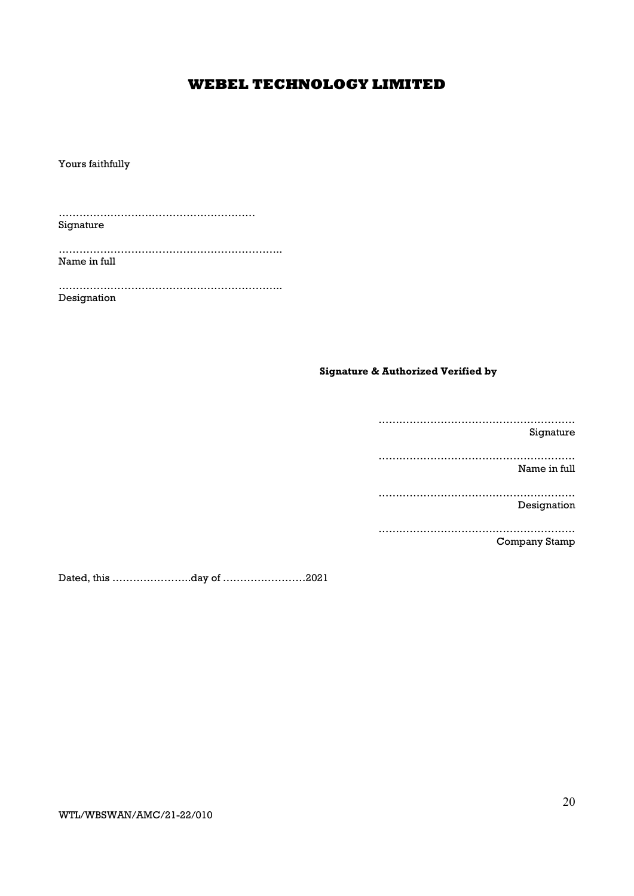# WEBEL TECHNOLOGY LIMITED

Yours faithfully

…………………………………………………
Signature

………………………………………………………..
Name in full

………………………………………………………..
Designation

**Signature & Authorized Verified by**

…………………………………………………
Signature

…………………………………………………
Name in full

…………………………………………………
Designation

…………………………………………………
Company Stamp

Dated, this …………………..day of ……………………2021

WTL/WBSWAN/AMC/21-22/010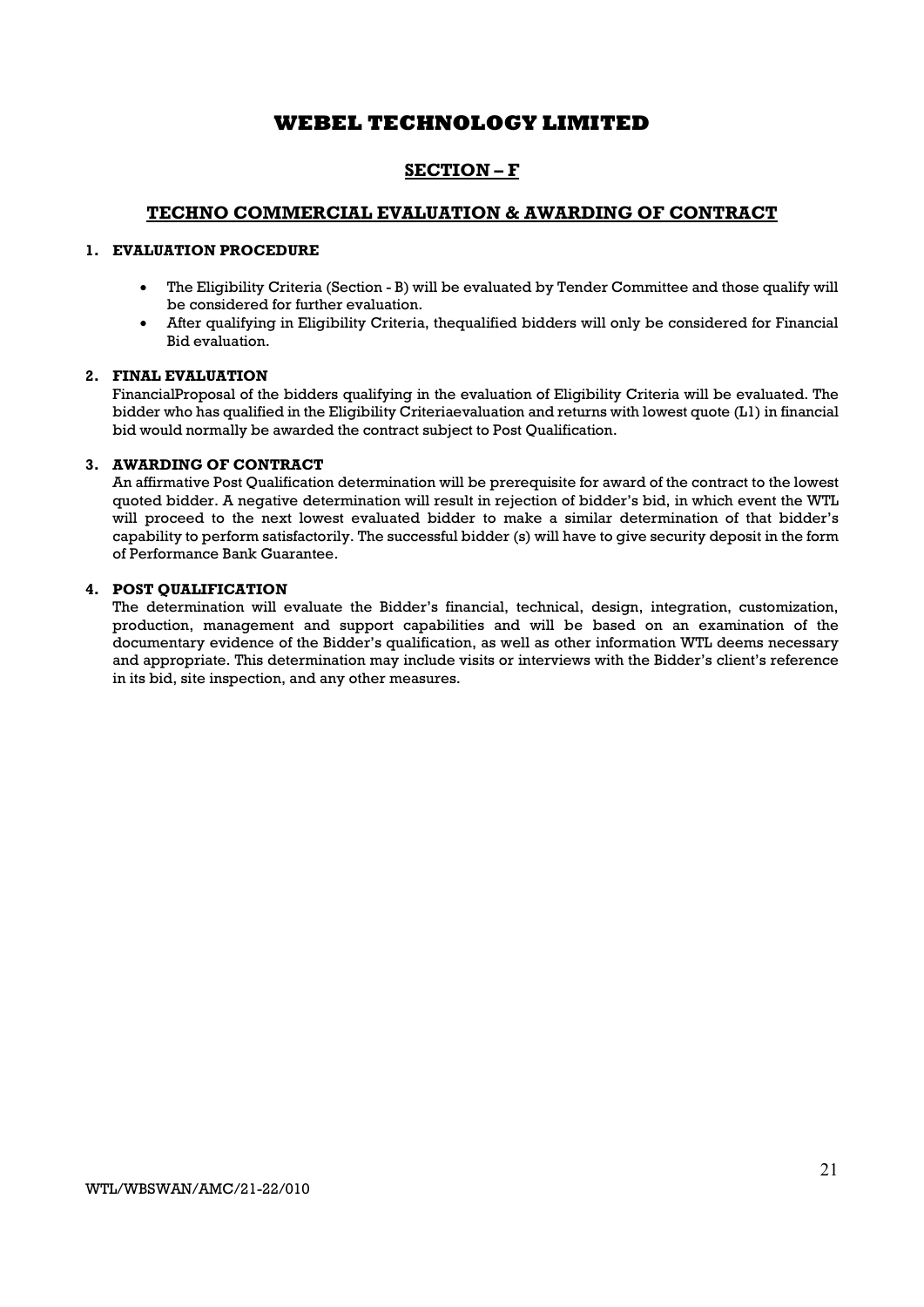# WEBEL TECHNOLOGY LIMITED

## SECTION – F

## TECHNO COMMERCIAL EVALUATION & AWARDING OF CONTRACT

### 1. EVALUATION PROCEDURE

- The Eligibility Criteria (Section - B) will be evaluated by Tender Committee and those qualify will be considered for further evaluation.
- After qualifying in Eligibility Criteria, thequalified bidders will only be considered for Financial Bid evaluation.

### 2. FINAL EVALUATION

FinancialProposal of the bidders qualifying in the evaluation of Eligibility Criteria will be evaluated. The bidder who has qualified in the Eligibility Criteriaevaluation and returns with lowest quote (L1) in financial bid would normally be awarded the contract subject to Post Qualification.

### 3. AWARDING OF CONTRACT

An affirmative Post Qualification determination will be prerequisite for award of the contract to the lowest quoted bidder. A negative determination will result in rejection of bidder's bid, in which event the WTL will proceed to the next lowest evaluated bidder to make a similar determination of that bidder's capability to perform satisfactorily. The successful bidder (s) will have to give security deposit in the form of Performance Bank Guarantee.

### 4. POST QUALIFICATION

The determination will evaluate the Bidder's financial, technical, design, integration, customization, production, management and support capabilities and will be based on an examination of the documentary evidence of the Bidder's qualification, as well as other information WTL deems necessary and appropriate. This determination may include visits or interviews with the Bidder's client's reference in its bid, site inspection, and any other measures.

WTL/WBSWAN/AMC/21-22/010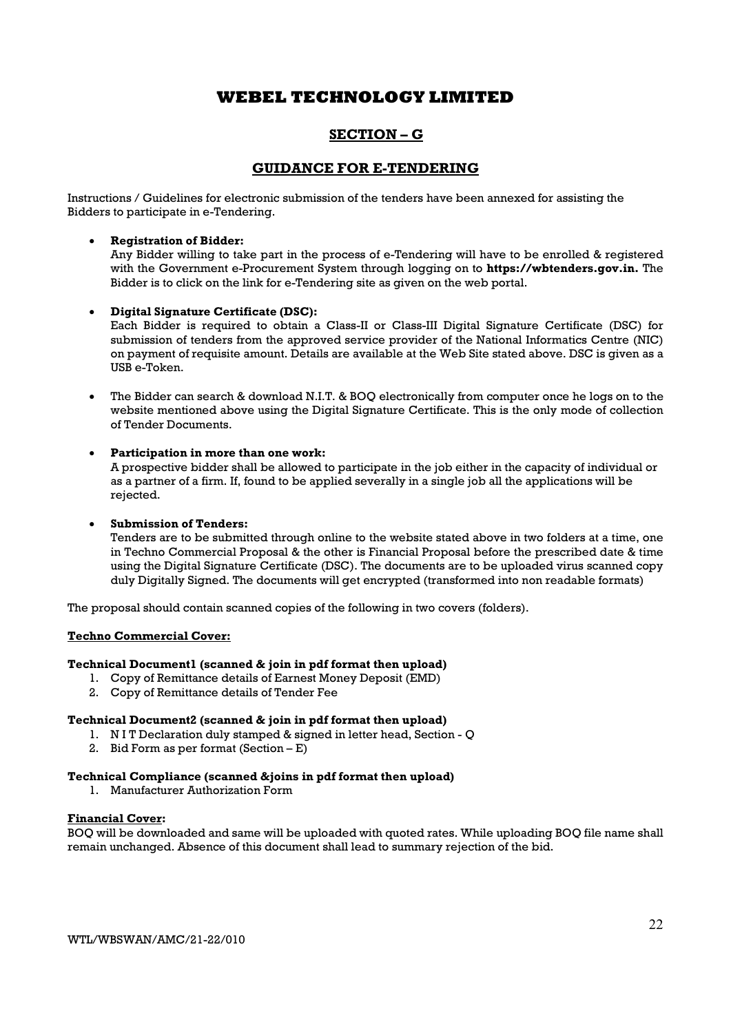# WEBEL TECHNOLOGY LIMITED

## SECTION – G

## GUIDANCE FOR E-TENDERING

Instructions / Guidelines for electronic submission of the tenders have been annexed for assisting the Bidders to participate in e-Tendering.

- **Registration of Bidder:**
  Any Bidder willing to take part in the process of e-Tendering will have to be enrolled & registered with the Government e-Procurement System through logging on to **https://wbtenders.gov.in.** The Bidder is to click on the link for e-Tendering site as given on the web portal.

- **Digital Signature Certificate (DSC):**
  Each Bidder is required to obtain a Class-II or Class-III Digital Signature Certificate (DSC) for submission of tenders from the approved service provider of the National Informatics Centre (NIC) on payment of requisite amount. Details are available at the Web Site stated above. DSC is given as a USB e-Token.

- The Bidder can search & download N.I.T. & BOQ electronically from computer once he logs on to the website mentioned above using the Digital Signature Certificate. This is the only mode of collection of Tender Documents.

- **Participation in more than one work:**
  A prospective bidder shall be allowed to participate in the job either in the capacity of individual or as a partner of a firm. If, found to be applied severally in a single job all the applications will be rejected.

- **Submission of Tenders:**
  Tenders are to be submitted through online to the website stated above in two folders at a time, one in Techno Commercial Proposal & the other is Financial Proposal before the prescribed date & time using the Digital Signature Certificate (DSC). The documents are to be uploaded virus scanned copy duly Digitally Signed. The documents will get encrypted (transformed into non readable formats)

The proposal should contain scanned copies of the following in two covers (folders).

**Techno Commercial Cover:**

**Technical Document1 (scanned & join in pdf format then upload)**

1. Copy of Remittance details of Earnest Money Deposit (EMD)
2. Copy of Remittance details of Tender Fee

**Technical Document2 (scanned & join in pdf format then upload)**

1. N I T Declaration duly stamped & signed in letter head, Section - Q
2. Bid Form as per format (Section – E)

**Technical Compliance (scanned &joins in pdf format then upload)**

1. Manufacturer Authorization Form

**Financial Cover:**
BOQ will be downloaded and same will be uploaded with quoted rates. While uploading BOQ file name shall remain unchanged. Absence of this document shall lead to summary rejection of the bid.

WTL/WBSWAN/AMC/21-22/010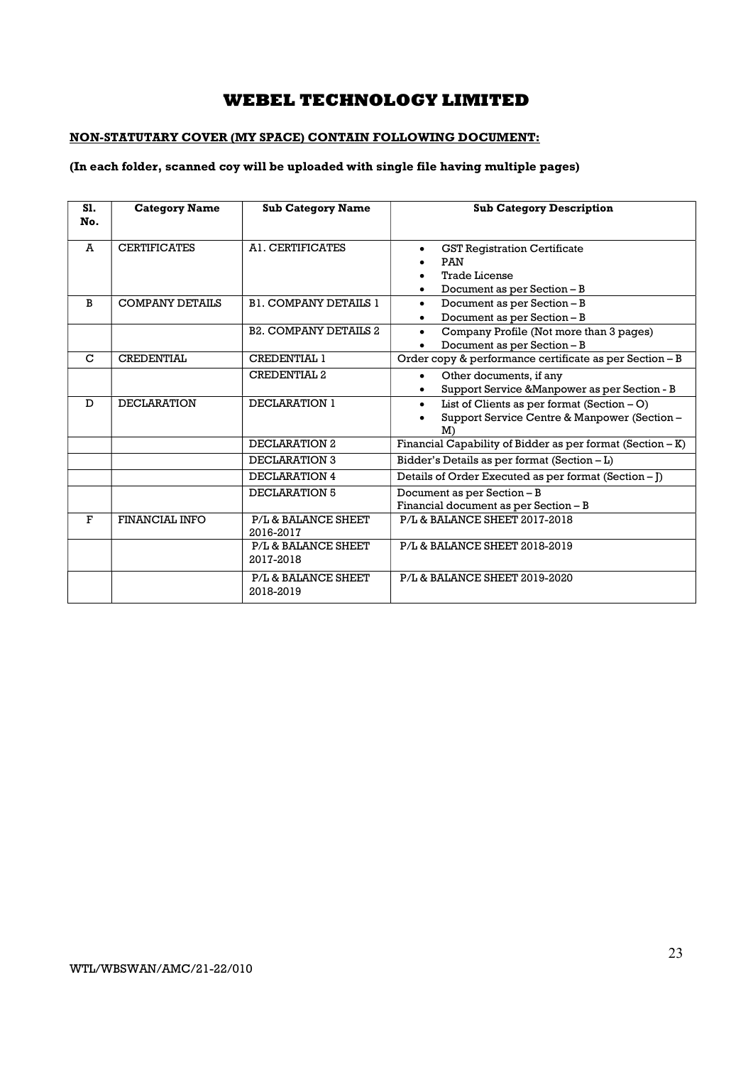# WEBEL TECHNOLOGY LIMITED

**NON-STATUTARY COVER (MY SPACE) CONTAIN FOLLOWING DOCUMENT:**

**(In each folder, scanned coy will be uploaded with single file having multiple pages)**

| Sl. No. | Category Name | Sub Category Name | Sub Category Description |
|---|---|---|---|
| A | CERTIFICATES | A1. CERTIFICATES | • GST Registration Certificate<br>• PAN<br>• Trade License<br>• Document as per Section – B |
| B | COMPANY DETAILS | B1. COMPANY DETAILS 1 | • Document as per Section – B<br>• Document as per Section – B |
| | | B2. COMPANY DETAILS 2 | • Company Profile (Not more than 3 pages)<br>• Document as per Section – B |
| C | CREDENTIAL | CREDENTIAL 1 | Order copy & performance certificate as per Section – B |
| | | CREDENTIAL 2 | • Other documents, if any<br>• Support Service &Manpower as per Section - B |
| D | DECLARATION | DECLARATION 1 | • List of Clients as per format (Section – O)<br>• Support Service Centre & Manpower (Section – M) |
| | | DECLARATION 2 | Financial Capability of Bidder as per format (Section – K) |
| | | DECLARATION 3 | Bidder's Details as per format (Section – L) |
| | | DECLARATION 4 | Details of Order Executed as per format (Section – J) |
| | | DECLARATION 5 | Document as per Section – B<br>Financial document as per Section – B |
| F | FINANCIAL INFO | P/L & BALANCE SHEET 2016-2017 | P/L & BALANCE SHEET 2017-2018 |
| | | P/L & BALANCE SHEET 2017-2018 | P/L & BALANCE SHEET 2018-2019 |
| | | P/L & BALANCE SHEET 2018-2019 | P/L & BALANCE SHEET 2019-2020 |

WTL/WBSWAN/AMC/21-22/010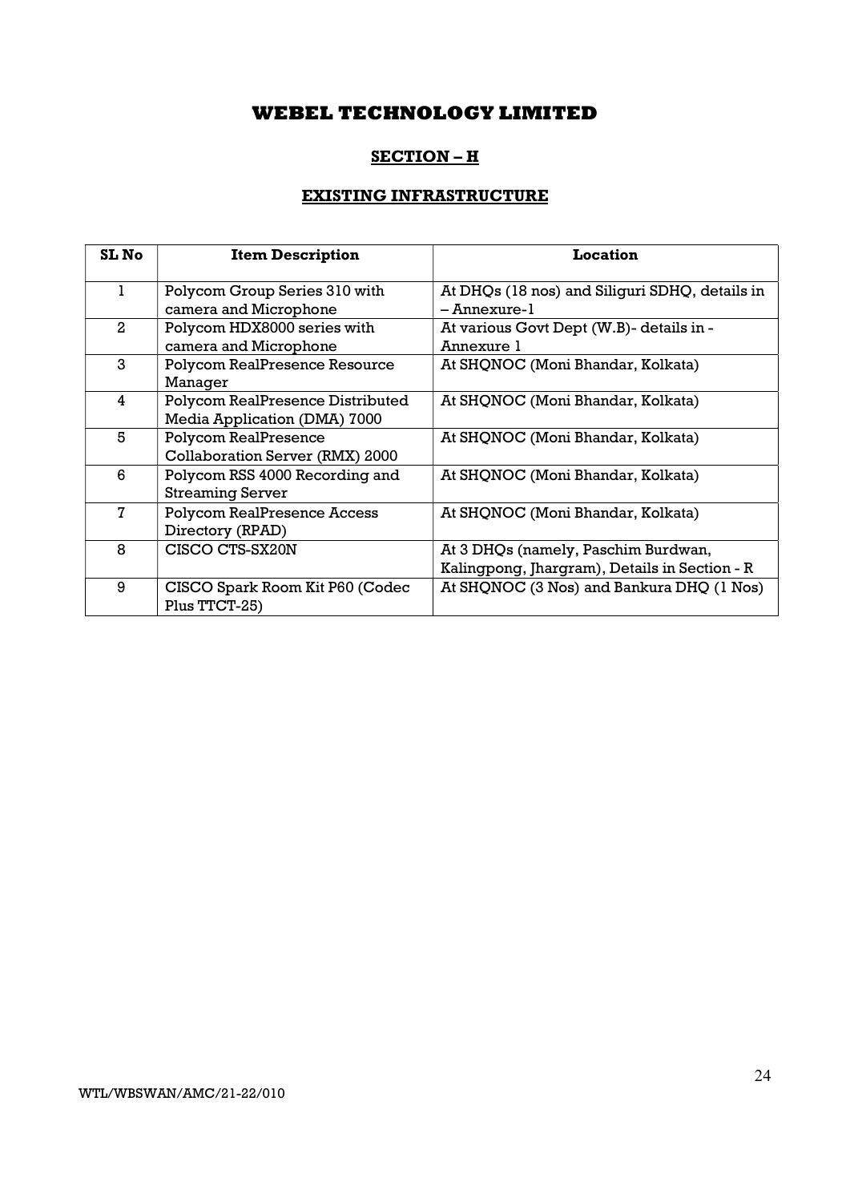# WEBEL TECHNOLOGY LIMITED

## SECTION – H

## EXISTING INFRASTRUCTURE

| SL No | Item Description | Location |
|---|---|---|
| 1 | Polycom Group Series 310 with camera and Microphone | At DHQs (18 nos) and Siliguri SDHQ, details in – Annexure-1 |
| 2 | Polycom HDX8000 series with camera and Microphone | At various Govt Dept (W.B)- details in - Annexure 1 |
| 3 | Polycom RealPresence Resource Manager | At SHQNOC (Moni Bhandar, Kolkata) |
| 4 | Polycom RealPresence Distributed Media Application (DMA) 7000 | At SHQNOC (Moni Bhandar, Kolkata) |
| 5 | Polycom RealPresence Collaboration Server (RMX) 2000 | At SHQNOC (Moni Bhandar, Kolkata) |
| 6 | Polycom RSS 4000 Recording and Streaming Server | At SHQNOC (Moni Bhandar, Kolkata) |
| 7 | Polycom RealPresence Access Directory (RPAD) | At SHQNOC (Moni Bhandar, Kolkata) |
| 8 | CISCO CTS-SX20N | At 3 DHQs (namely, Paschim Burdwan, Kalingpong, Jhargram), Details in Section - R |
| 9 | CISCO Spark Room Kit P60 (Codec Plus TTCT-25) | At SHQNOC (3 Nos) and Bankura DHQ (1 Nos) |

WTL/WBSWAN/AMC/21-22/010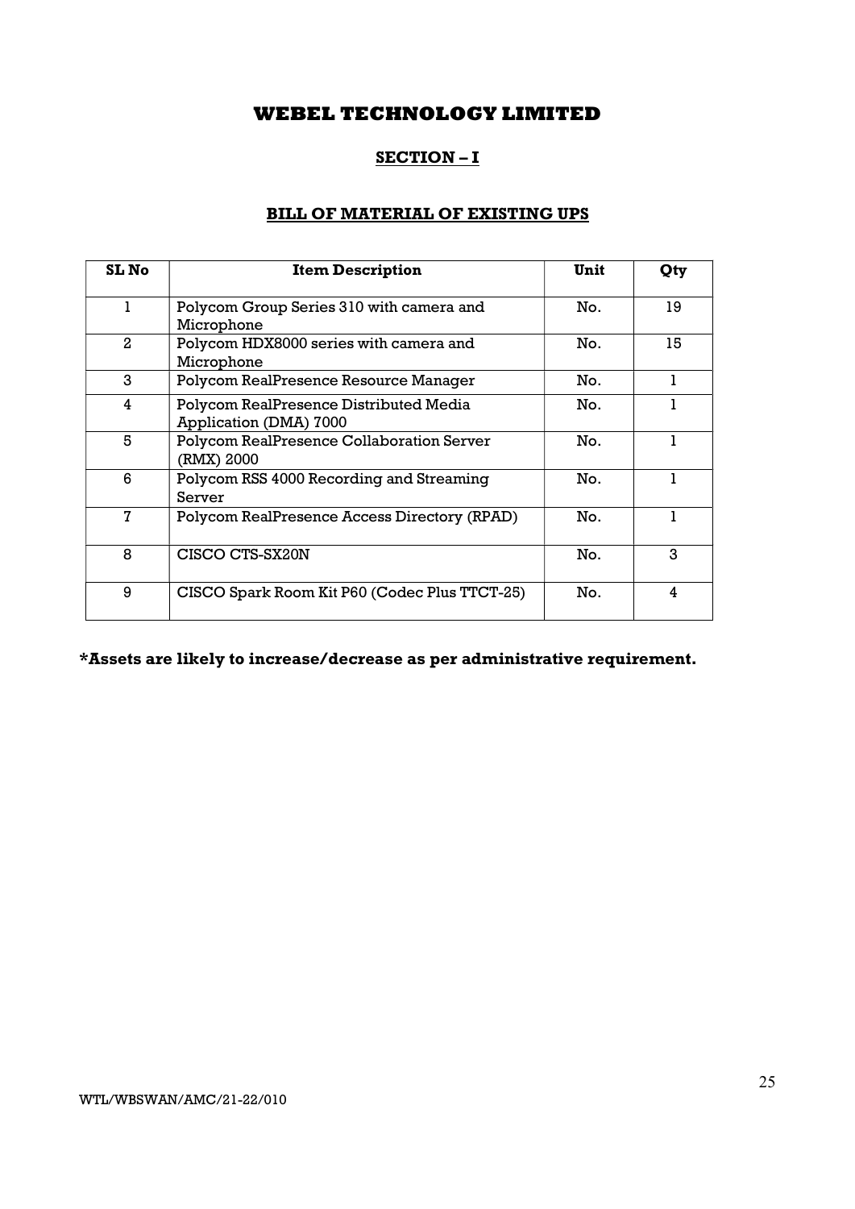# WEBEL TECHNOLOGY LIMITED

## SECTION – I

### BILL OF MATERIAL OF EXISTING UPS

| SL No | Item Description | Unit | Qty |
|---|---|---|---|
| 1 | Polycom Group Series 310 with camera and Microphone | No. | 19 |
| 2 | Polycom HDX8000 series with camera and Microphone | No. | 15 |
| 3 | Polycom RealPresence Resource Manager | No. | 1 |
| 4 | Polycom RealPresence Distributed Media Application (DMA) 7000 | No. | 1 |
| 5 | Polycom RealPresence Collaboration Server (RMX) 2000 | No. | 1 |
| 6 | Polycom RSS 4000 Recording and Streaming Server | No. | 1 |
| 7 | Polycom RealPresence Access Directory (RPAD) | No. | 1 |
| 8 | CISCO CTS-SX20N | No. | 3 |
| 9 | CISCO Spark Room Kit P60 (Codec Plus TTCT-25) | No. | 4 |

**\*Assets are likely to increase/decrease as per administrative requirement.**

WTL/WBSWAN/AMC/21-22/010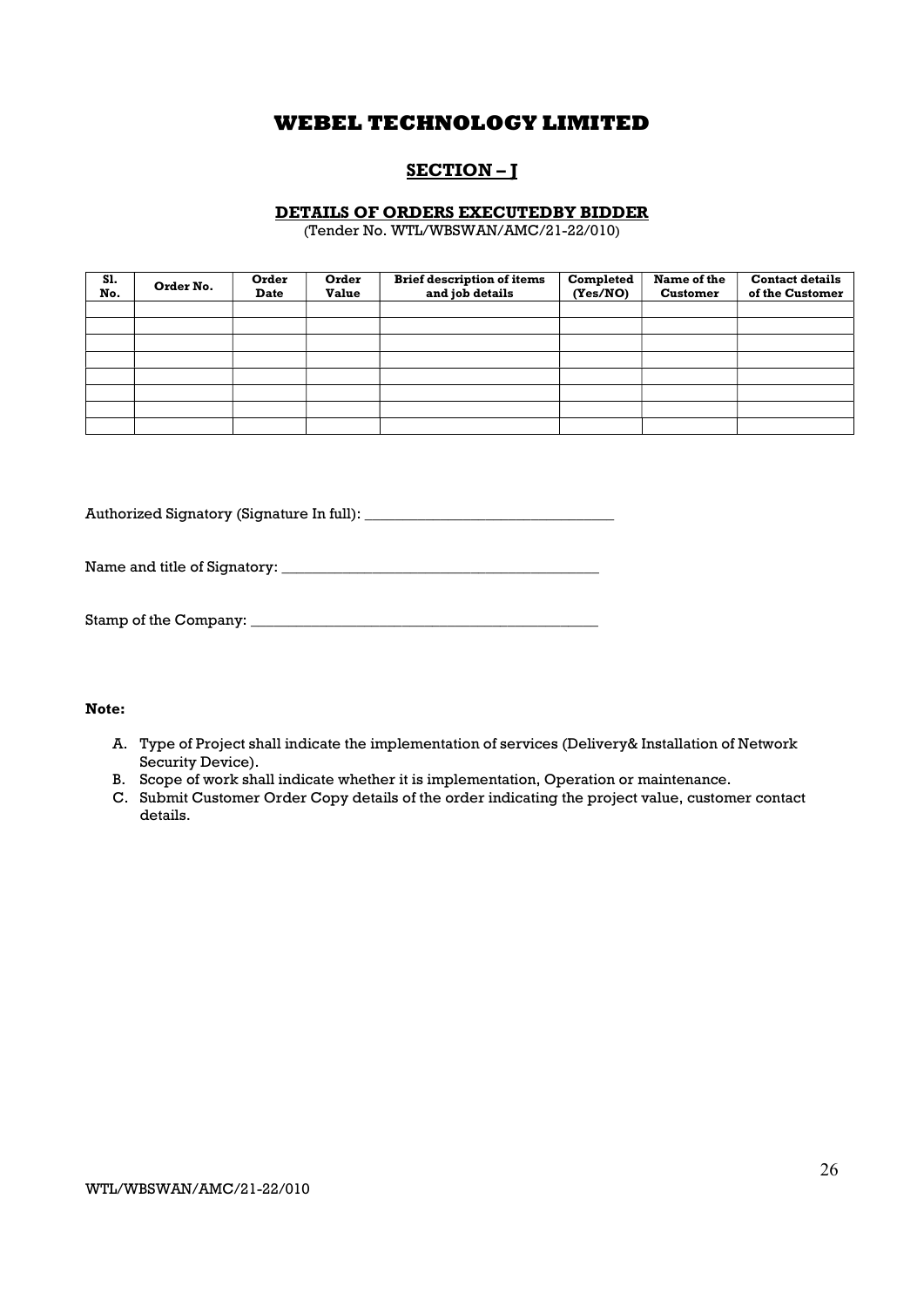# WEBEL TECHNOLOGY LIMITED

## SECTION – J

### DETAILS OF ORDERS EXECUTEDBY BIDDER

(Tender No. WTL/WBSWAN/AMC/21-22/010)

| Sl. No. | Order No. | Order Date | Order Value | Brief description of items and job details | Completed (Yes/NO) | Name of the Customer | Contact details of the Customer |
|---|---|---|---|---|---|---|---|
| | | | | | | | |
| | | | | | | | |
| | | | | | | | |
| | | | | | | | |
| | | | | | | | |
| | | | | | | | |
| | | | | | | | |
| | | | | | | | |

Authorized Signatory (Signature In full): _________________________________

Name and title of Signatory: __________________________________________

Stamp of the Company: _______________________________________________

**Note:**

A. Type of Project shall indicate the implementation of services (Delivery& Installation of Network Security Device).
B. Scope of work shall indicate whether it is implementation, Operation or maintenance.
C. Submit Customer Order Copy details of the order indicating the project value, customer contact details.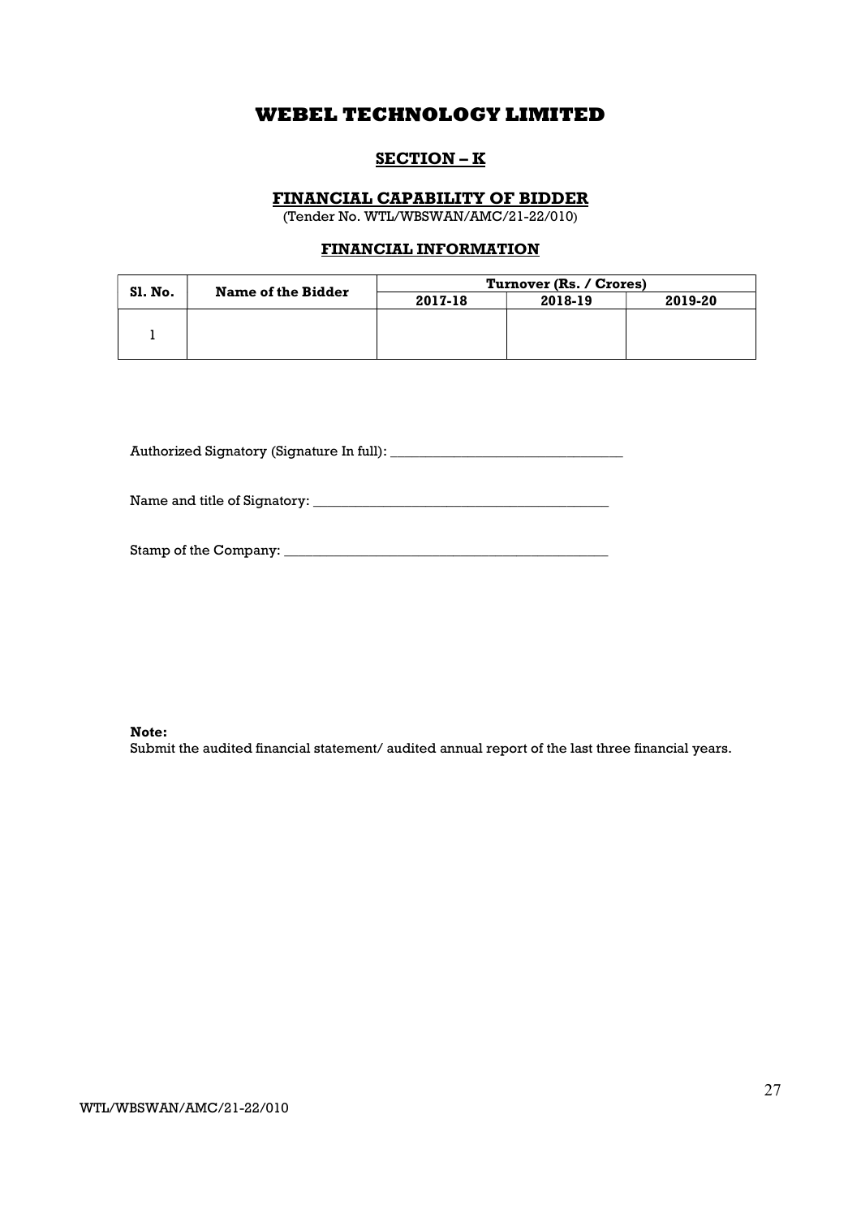# WEBEL TECHNOLOGY LIMITED

## SECTION – K

### FINANCIAL CAPABILITY OF BIDDER

(Tender No. WTL/WBSWAN/AMC/21-22/010)

### FINANCIAL INFORMATION

| Sl. No. | Name of the Bidder | Turnover (Rs. / Crores) | | |
|---|---|---|---|---|
| | | 2017-18 | 2018-19 | 2019-20 |
| 1 | | | | |

Authorized Signatory (Signature In full): _________________________________

Name and title of Signatory: __________________________________________

Stamp of the Company: ______________________________________________

**Note:**
Submit the audited financial statement/ audited annual report of the last three financial years.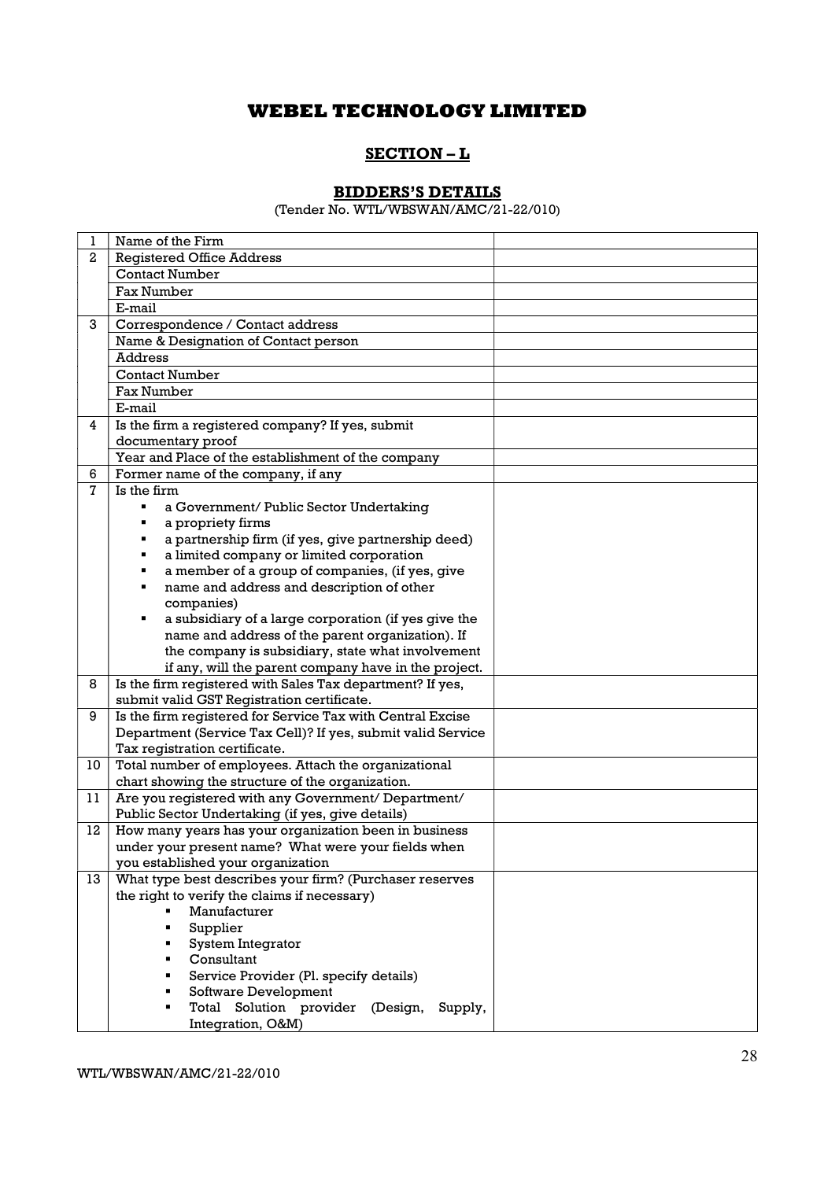# WEBEL TECHNOLOGY LIMITED

## SECTION – L

### BIDDERS'S DETAILS

(Tender No. WTL/WBSWAN/AMC/21-22/010)

| | | |
|---|---|---|
| 1 | Name of the Firm | |
| 2 | Registered Office Address | |
| | Contact Number | |
| | Fax Number | |
| | E-mail | |
| 3 | Correspondence / Contact address | |
| | Name & Designation of Contact person | |
| | Address | |
| | Contact Number | |
| | Fax Number | |
| | E-mail | |
| 4 | Is the firm a registered company? If yes, submit documentary proof | |
| | Year and Place of the establishment of the company | |
| 6 | Former name of the company, if any | |
| 7 | Is the firm<br>▪ a Government/ Public Sector Undertaking<br>▪ a propriety firms<br>▪ a partnership firm (if yes, give partnership deed)<br>▪ a limited company or limited corporation<br>▪ a member of a group of companies, (if yes, give<br>▪ name and address and description of other companies)<br>▪ a subsidiary of a large corporation (if yes give the name and address of the parent organization). If the company is subsidiary, state what involvement if any, will the parent company have in the project. | |
| 8 | Is the firm registered with Sales Tax department? If yes, submit valid GST Registration certificate. | |
| 9 | Is the firm registered for Service Tax with Central Excise Department (Service Tax Cell)? If yes, submit valid Service Tax registration certificate. | |
| 10 | Total number of employees. Attach the organizational chart showing the structure of the organization. | |
| 11 | Are you registered with any Government/ Department/ Public Sector Undertaking (if yes, give details) | |
| 12 | How many years has your organization been in business under your present name? What were your fields when you established your organization | |
| 13 | What type best describes your firm? (Purchaser reserves the right to verify the claims if necessary)<br>▪ Manufacturer<br>▪ Supplier<br>▪ System Integrator<br>▪ Consultant<br>▪ Service Provider (Pl. specify details)<br>▪ Software Development<br>▪ Total Solution provider (Design, Supply, Integration, O&M) | |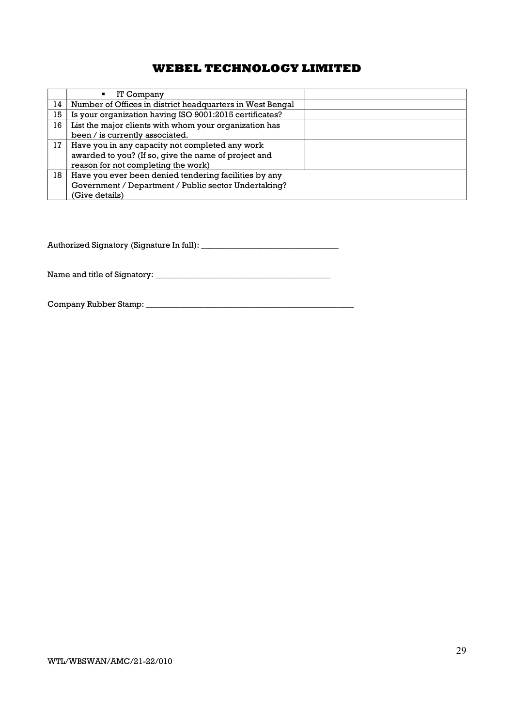| | | |
|---|---|---|
| | ▪ IT Company | |
| 14 | Number of Offices in district headquarters in West Bengal | |
| 15 | Is your organization having ISO 9001:2015 certificates? | |
| 16 | List the major clients with whom your organization has been / is currently associated. | |
| 17 | Have you in any capacity not completed any work awarded to you? (If so, give the name of project and reason for not completing the work) | |
| 18 | Have you ever been denied tendering facilities by any Government / Department / Public sector Undertaking? (Give details) | |

Authorized Signatory (Signature In full): _________________________________

Name and title of Signatory: __________________________________________

Company Rubber Stamp: ____________________________________________________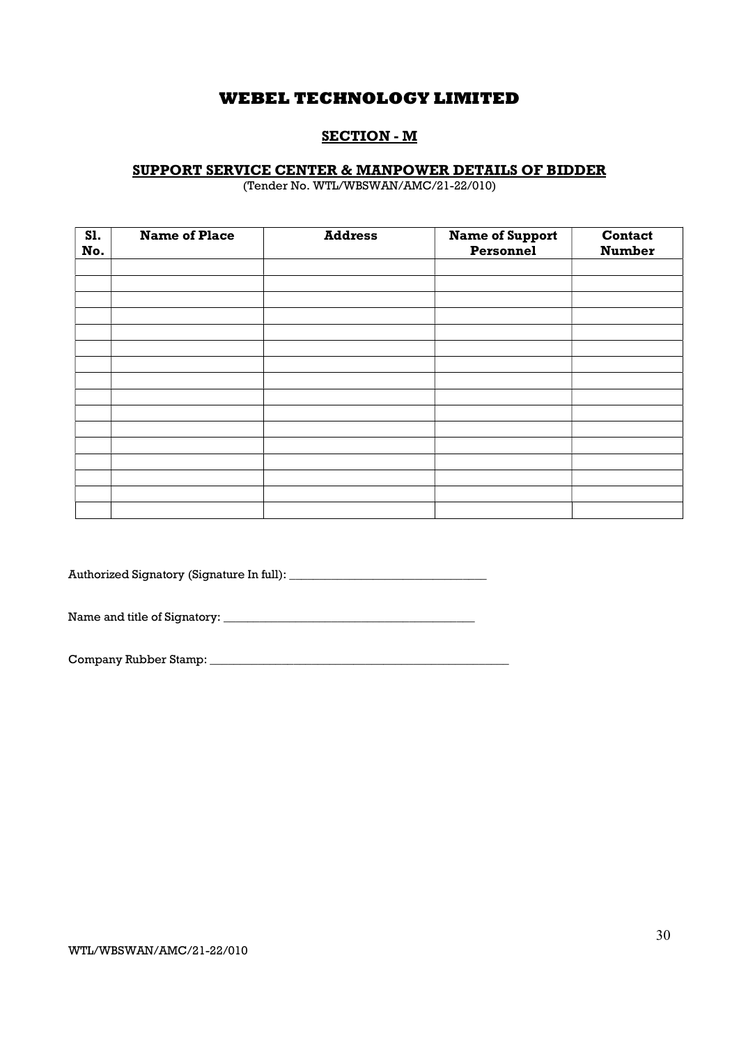# WEBEL TECHNOLOGY LIMITED

## SECTION - M

### SUPPORT SERVICE CENTER & MANPOWER DETAILS OF BIDDER

(Tender No. WTL/WBSWAN/AMC/21-22/010)

| Sl. No. | Name of Place | Address | Name of Support Personnel | Contact Number |
|---|---|---|---|---|
| | | | | |
| | | | | |
| | | | | |
| | | | | |
| | | | | |
| | | | | |
| | | | | |
| | | | | |
| | | | | |
| | | | | |
| | | | | |
| | | | | |
| | | | | |
| | | | | |
| | | | | |
| | | | | |

Authorized Signatory (Signature In full): _________________________________

Name and title of Signatory: __________________________________________

Company Rubber Stamp: ____________________________________________________

WTL/WBSWAN/AMC/21-22/010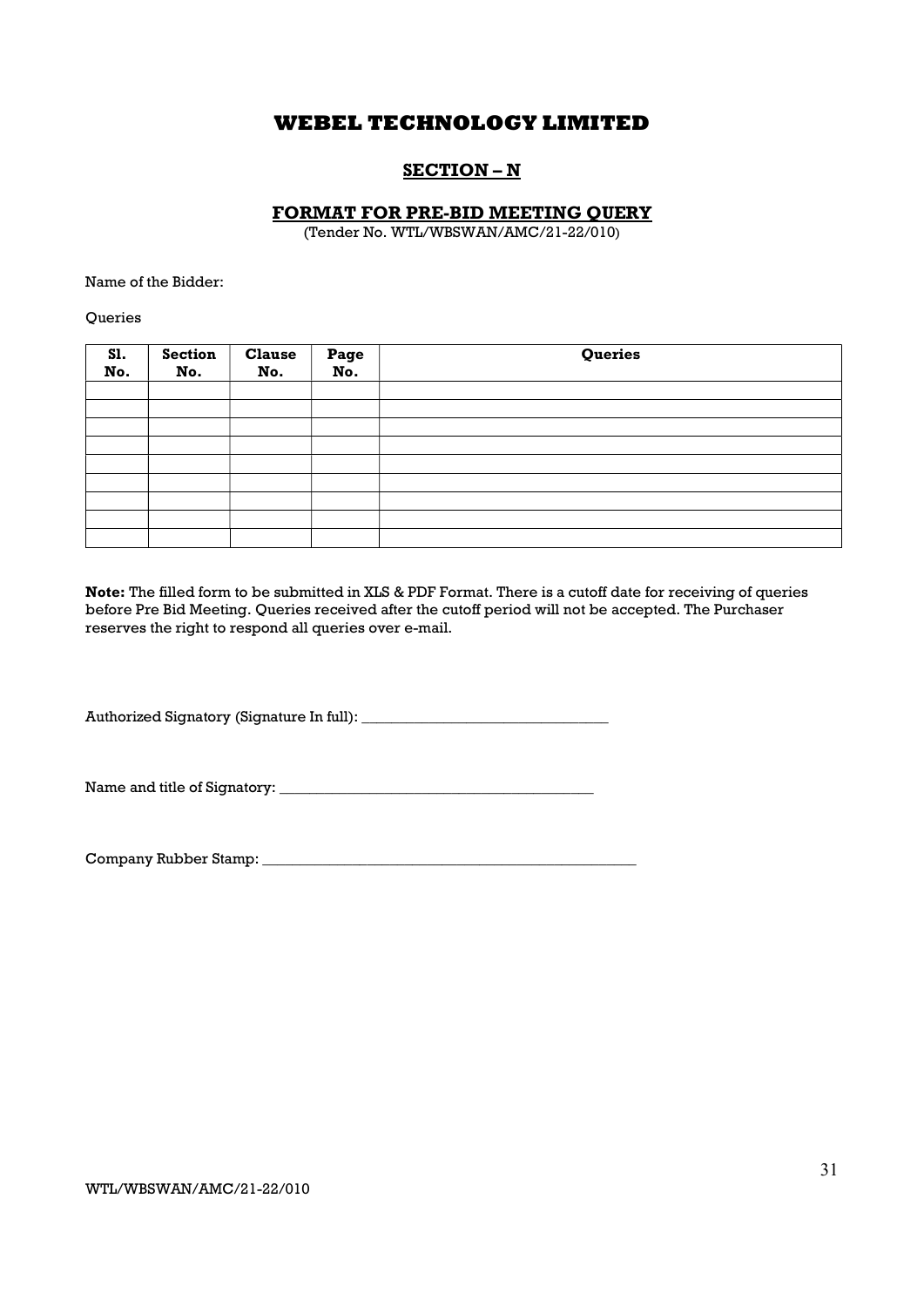# WEBEL TECHNOLOGY LIMITED

## SECTION – N

### FORMAT FOR PRE-BID MEETING QUERY

(Tender No. WTL/WBSWAN/AMC/21-22/010)

Name of the Bidder:

Queries

| Sl. No. | Section No. | Clause No. | Page No. | Queries |
|---|---|---|---|---|
| | | | | |
| | | | | |
| | | | | |
| | | | | |
| | | | | |
| | | | | |
| | | | | |
| | | | | |
| | | | | |

**Note:** The filled form to be submitted in XLS & PDF Format. There is a cutoff date for receiving of queries before Pre Bid Meeting. Queries received after the cutoff period will not be accepted. The Purchaser reserves the right to respond all queries over e-mail.

Authorized Signatory (Signature In full): _________________________________

Name and title of Signatory: __________________________________________

Company Rubber Stamp: ____________________________________________________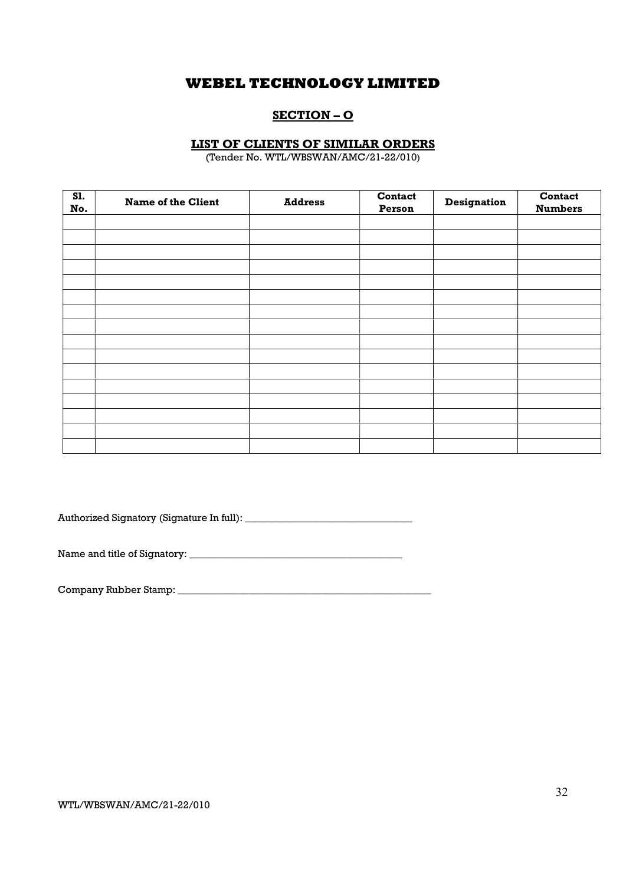# WEBEL TECHNOLOGY LIMITED

## SECTION – O

### LIST OF CLIENTS OF SIMILAR ORDERS

(Tender No. WTL/WBSWAN/AMC/21-22/010)

| Sl. No. | Name of the Client | Address | Contact Person | Designation | Contact Numbers |
|---|---|---|---|---|---|
| | | | | | |
| | | | | | |
| | | | | | |
| | | | | | |
| | | | | | |
| | | | | | |
| | | | | | |
| | | | | | |
| | | | | | |
| | | | | | |
| | | | | | |
| | | | | | |
| | | | | | |
| | | | | | |
| | | | | | |
| | | | | | |

Authorized Signatory (Signature In full): _________________________________

Name and title of Signatory: __________________________________________

Company Rubber Stamp: ____________________________________________________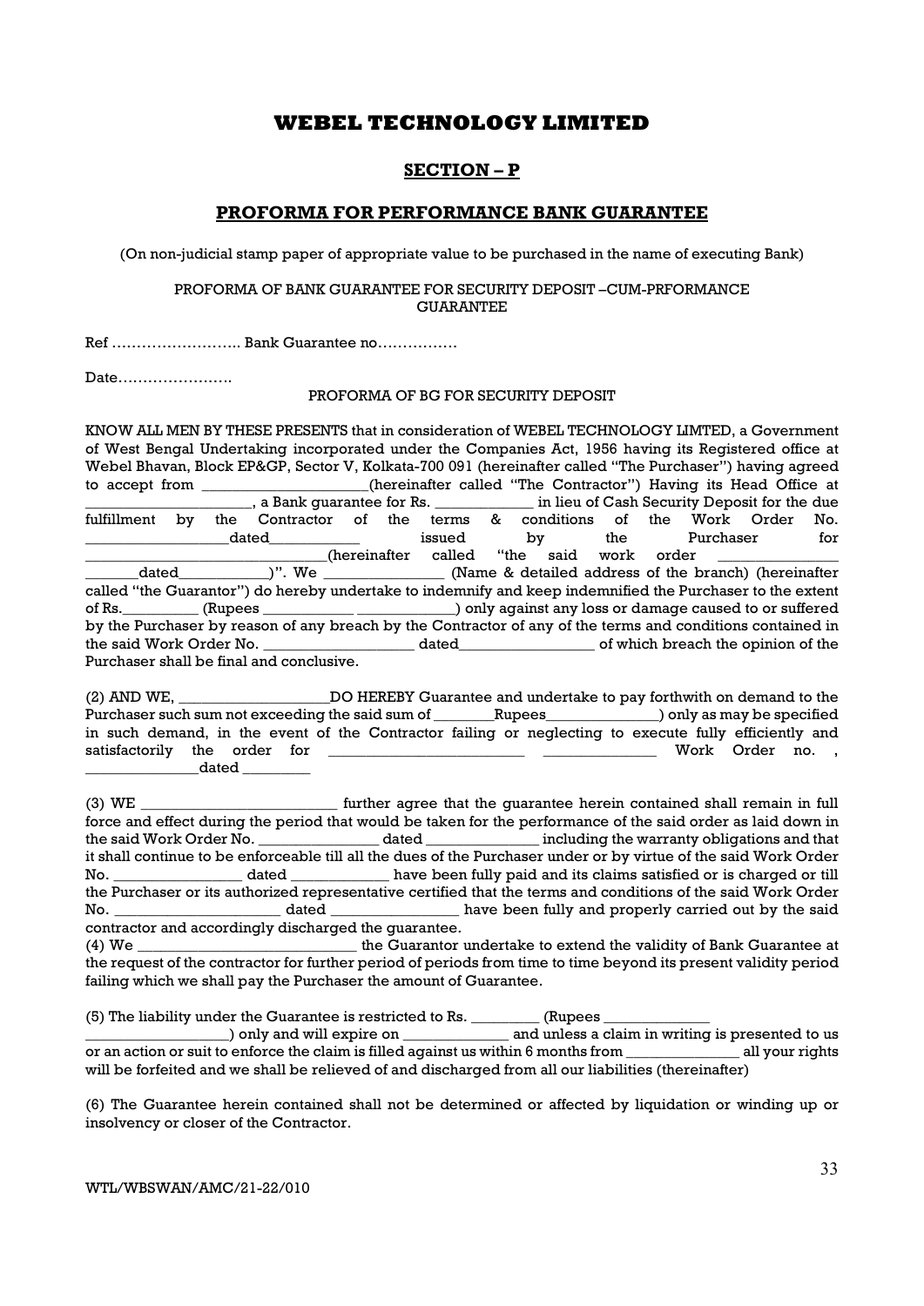# WEBEL TECHNOLOGY LIMITED

## SECTION – P

## PROFORMA FOR PERFORMANCE BANK GUARANTEE

(On non-judicial stamp paper of appropriate value to be purchased in the name of executing Bank)

PROFORMA OF BANK GUARANTEE FOR SECURITY DEPOSIT –CUM-PRFORMANCE GUARANTEE

Ref …………………….. Bank Guarantee no…………….

Date…………………..

PROFORMA OF BG FOR SECURITY DEPOSIT

KNOW ALL MEN BY THESE PRESENTS that in consideration of WEBEL TECHNOLOGY LIMTED, a Government of West Bengal Undertaking incorporated under the Companies Act, 1956 having its Registered office at Webel Bhavan, Block EP&GP, Sector V, Kolkata-700 091 (hereinafter called "The Purchaser") having agreed to accept from _____________________(hereinafter called "The Contractor") Having its Head Office at _____________________, a Bank guarantee for Rs. ____________ in lieu of Cash Security Deposit for the due fulfillment by the Contractor of the terms & conditions of the Work Order No. __________________dated___________ issued by the Purchaser for ______________________________(hereinafter called "the said work order _______________ _______dated___________)". We _______________ (Name & detailed address of the branch) (hereinafter called "the Guarantor") do hereby undertake to indemnify and keep indemnified the Purchaser to the extent of Rs._________ (Rupees ___________ ____________) only against any loss or damage caused to or suffered by the Purchaser by reason of any breach by the Contractor of any of the terms and conditions contained in the said Work Order No. ___________________ dated_________________ of which breach the opinion of the Purchaser shall be final and conclusive.

(2) AND WE, ___________________DO HEREBY Guarantee and undertake to pay forthwith on demand to the Purchaser such sum not exceeding the said sum of ________Rupees______________) only as may be specified in such demand, in the event of the Contractor failing or neglecting to execute fully efficiently and satisfactorily the order for _________________________ ______________ Work Order no. , ______________dated ________

(3) WE _________________________ further agree that the guarantee herein contained shall remain in full force and effect during the period that would be taken for the performance of the said order as laid down in the said Work Order No. _______________ dated ______________ including the warranty obligations and that it shall continue to be enforceable till all the dues of the Purchaser under or by virtue of the said Work Order No. ________________ dated ____________ have been fully paid and its claims satisfied or is charged or till the Purchaser or its authorized representative certified that the terms and conditions of the said Work Order No. _____________________ dated ________________ have been fully and properly carried out by the said contractor and accordingly discharged the guarantee.

(4) We ____________________________ the Guarantor undertake to extend the validity of Bank Guarantee at the request of the contractor for further period of periods from time to time beyond its present validity period failing which we shall pay the Purchaser the amount of Guarantee.

(5) The liability under the Guarantee is restricted to Rs. _________ (Rupees _____________ __________________) only and will expire on _____________ and unless a claim in writing is presented to us or an action or suit to enforce the claim is filled against us within 6 months from ______________ all your rights will be forfeited and we shall be relieved of and discharged from all our liabilities (thereinafter)

(6) The Guarantee herein contained shall not be determined or affected by liquidation or winding up or insolvency or closer of the Contractor.

WTL/WBSWAN/AMC/21-22/010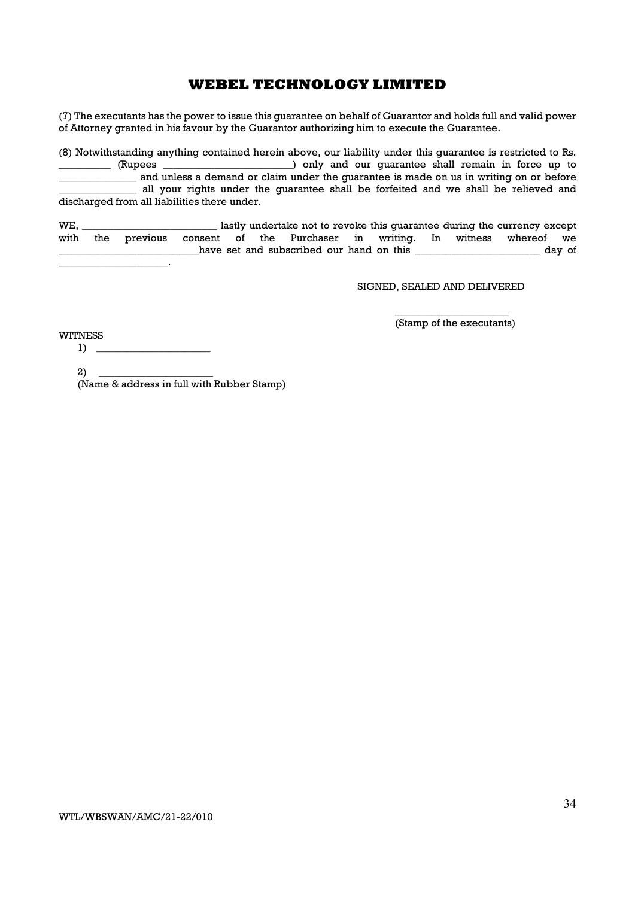# WEBEL TECHNOLOGY LIMITED

(7) The executants has the power to issue this guarantee on behalf of Guarantor and holds full and valid power of Attorney granted in his favour by the Guarantor authorizing him to execute the Guarantee.

(8) Notwithstanding anything contained herein above, our liability under this guarantee is restricted to Rs. __________ (Rupees ________________________) only and our guarantee shall remain in force up to ______________ and unless a demand or claim under the guarantee is made on us in writing on or before ______________ all your rights under the guarantee shall be forfeited and we shall be relieved and discharged from all liabilities there under.

WE, _________________________ lastly undertake not to revoke this guarantee during the currency except with the previous consent of the Purchaser in writing. In witness whereof we __________________________have set and subscribed our hand on this _______________________ day of _____________________.

SIGNED, SEALED AND DELIVERED

_____________________
(Stamp of the executants)

WITNESS

1) _____________________

2) _____________________
(Name & address in full with Rubber Stamp)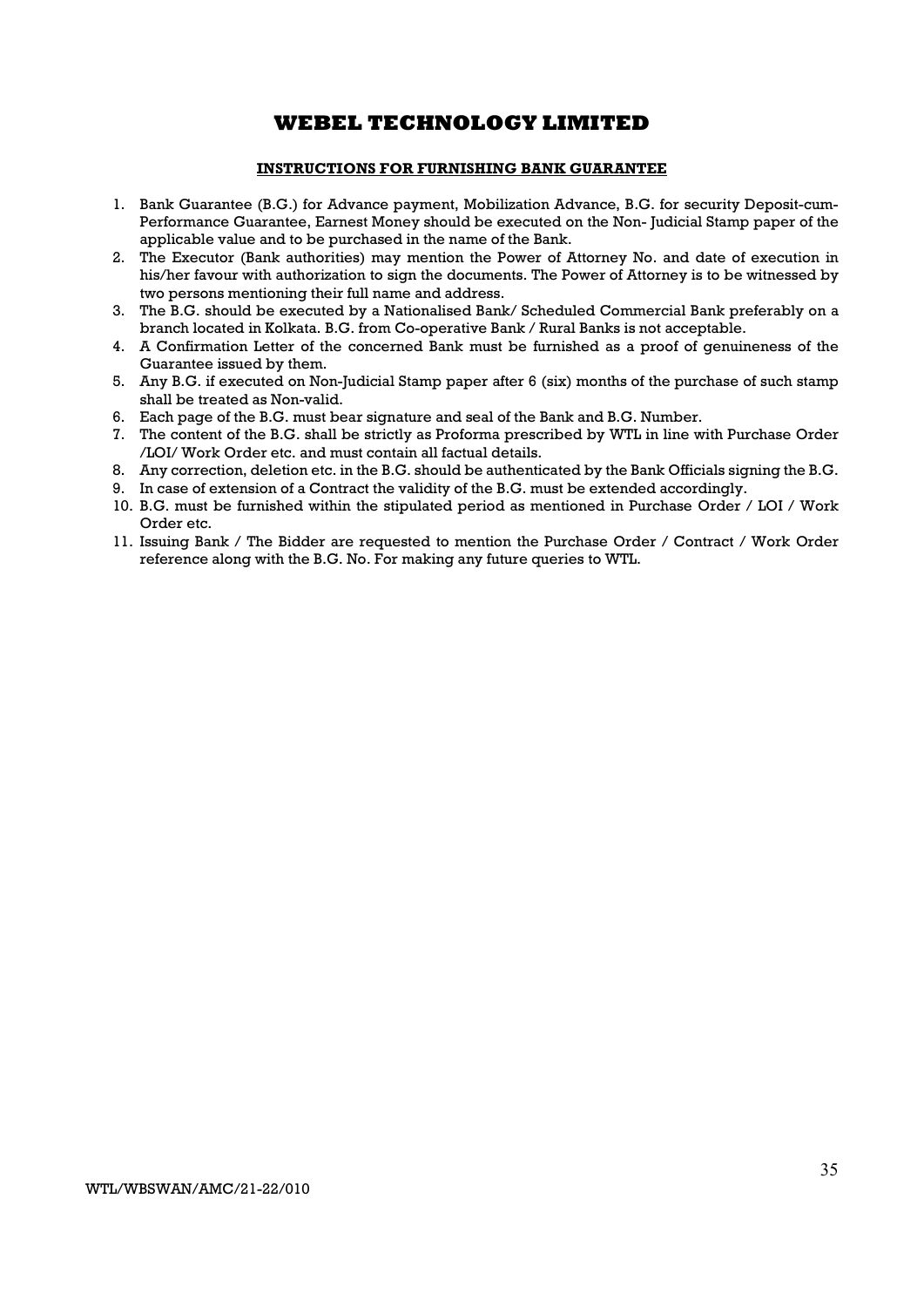# WEBEL TECHNOLOGY LIMITED

## INSTRUCTIONS FOR FURNISHING BANK GUARANTEE

1. Bank Guarantee (B.G.) for Advance payment, Mobilization Advance, B.G. for security Deposit-cum-Performance Guarantee, Earnest Money should be executed on the Non- Judicial Stamp paper of the applicable value and to be purchased in the name of the Bank.
2. The Executor (Bank authorities) may mention the Power of Attorney No. and date of execution in his/her favour with authorization to sign the documents. The Power of Attorney is to be witnessed by two persons mentioning their full name and address.
3. The B.G. should be executed by a Nationalised Bank/ Scheduled Commercial Bank preferably on a branch located in Kolkata. B.G. from Co-operative Bank / Rural Banks is not acceptable.
4. A Confirmation Letter of the concerned Bank must be furnished as a proof of genuineness of the Guarantee issued by them.
5. Any B.G. if executed on Non-Judicial Stamp paper after 6 (six) months of the purchase of such stamp shall be treated as Non-valid.
6. Each page of the B.G. must bear signature and seal of the Bank and B.G. Number.
7. The content of the B.G. shall be strictly as Proforma prescribed by WTL in line with Purchase Order /LOI/ Work Order etc. and must contain all factual details.
8. Any correction, deletion etc. in the B.G. should be authenticated by the Bank Officials signing the B.G.
9. In case of extension of a Contract the validity of the B.G. must be extended accordingly.
10. B.G. must be furnished within the stipulated period as mentioned in Purchase Order / LOI / Work Order etc.
11. Issuing Bank / The Bidder are requested to mention the Purchase Order / Contract / Work Order reference along with the B.G. No. For making any future queries to WTL.

WTL/WBSWAN/AMC/21-22/010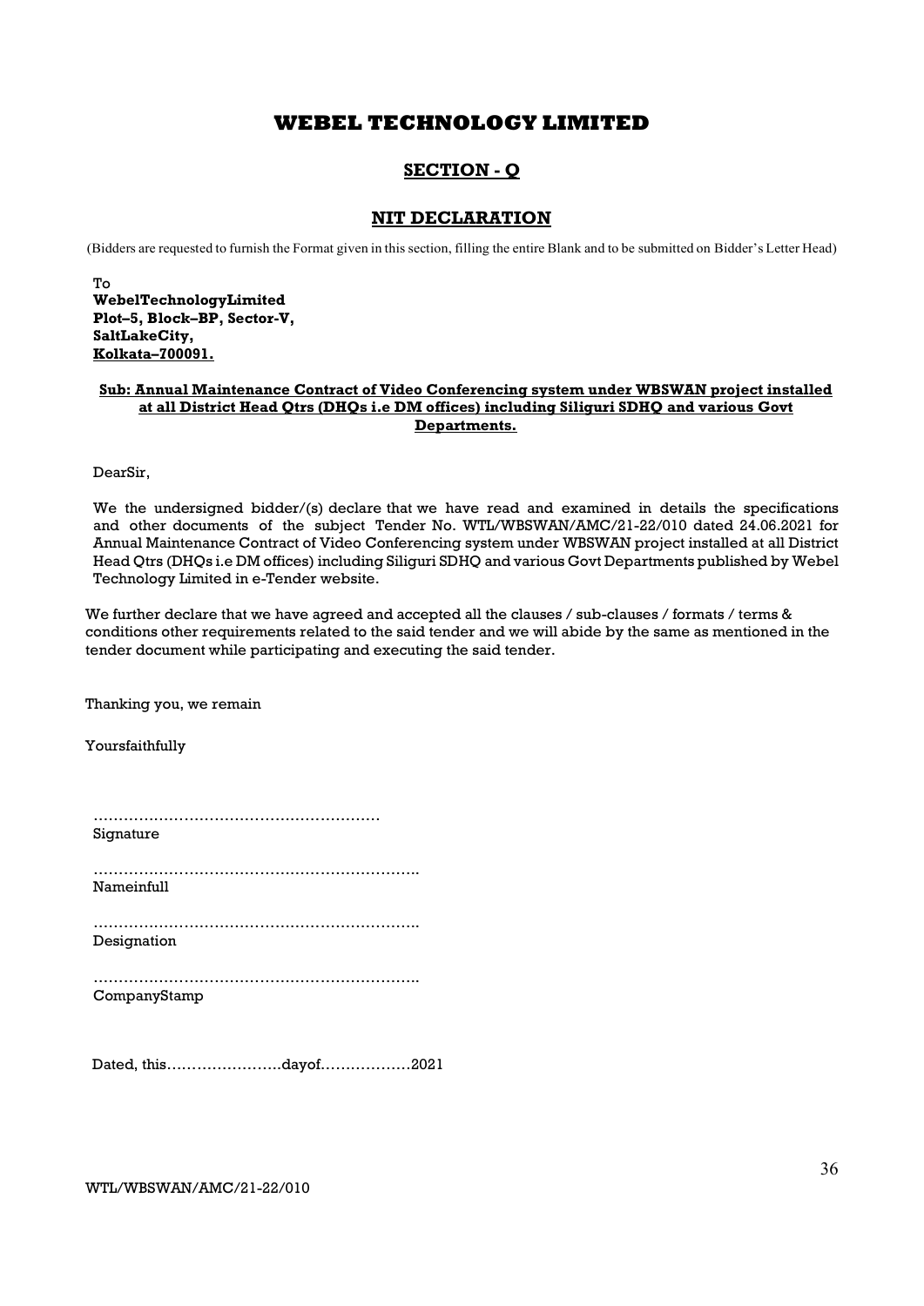# WEBEL TECHNOLOGY LIMITED

## SECTION - Q

## NIT DECLARATION

(Bidders are requested to furnish the Format given in this section, filling the entire Blank and to be submitted on Bidder's Letter Head)

To
**WebelTechnologyLimited**
**Plot–5, Block–BP, Sector-V,**
**SaltLakeCity,**
**Kolkata–700091.**

**Sub: Annual Maintenance Contract of Video Conferencing system under WBSWAN project installed at all District Head Qtrs (DHQs i.e DM offices) including Siliguri SDHQ and various Govt Departments.**

DearSir,

We the undersigned bidder/(s) declare that we have read and examined in details the specifications and other documents of the subject Tender No. WTL/WBSWAN/AMC/21-22/010 dated 24.06.2021 for Annual Maintenance Contract of Video Conferencing system under WBSWAN project installed at all District Head Qtrs (DHQs i.e DM offices) including Siliguri SDHQ and various Govt Departments published by Webel Technology Limited in e-Tender website.

We further declare that we have agreed and accepted all the clauses / sub-clauses / formats / terms & conditions other requirements related to the said tender and we will abide by the same as mentioned in the tender document while participating and executing the said tender.

Thanking you, we remain

Yoursfaithfully

…………………………………………………
Signature

………………………………………………………..
Nameinfull

………………………………………………………..
Designation

………………………………………………………..
CompanyStamp

Dated, this…………………..dayof………………2021

WTL/WBSWAN/AMC/21-22/010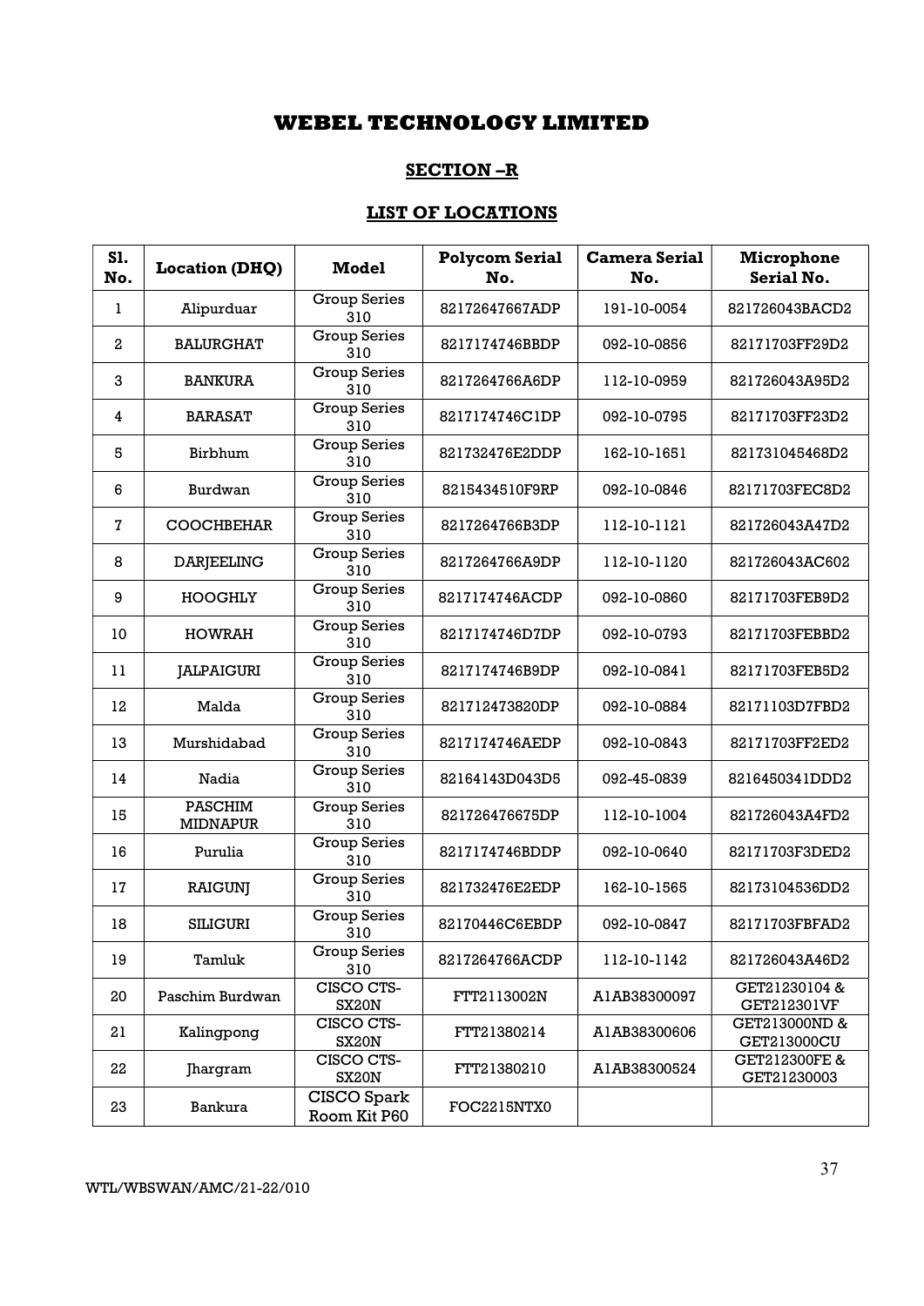# WEBEL TECHNOLOGY LIMITED

## SECTION –R

## LIST OF LOCATIONS

| Sl. No. | Location (DHQ) | Model | Polycom Serial No. | Camera Serial No. | Microphone Serial No. |
|---|---|---|---|---|---|
| 1 | Alipurduar | Group Series 310 | 82172647667ADP | 191-10-0054 | 821726043BACD2 |
| 2 | BALURGHAT | Group Series 310 | 8217174746BBDP | 092-10-0856 | 82171703FF29D2 |
| 3 | BANKURA | Group Series 310 | 8217264766A6DP | 112-10-0959 | 821726043A95D2 |
| 4 | BARASAT | Group Series 310 | 8217174746C1DP | 092-10-0795 | 82171703FF23D2 |
| 5 | Birbhum | Group Series 310 | 821732476E2DDP | 162-10-1651 | 821731045468D2 |
| 6 | Burdwan | Group Series 310 | 8215434510F9RP | 092-10-0846 | 82171703FEC8D2 |
| 7 | COOCHBEHAR | Group Series 310 | 8217264766B3DP | 112-10-1121 | 821726043A47D2 |
| 8 | DARJEELING | Group Series 310 | 8217264766A9DP | 112-10-1120 | 821726043AC602 |
| 9 | HOOGHLY | Group Series 310 | 8217174746ACDP | 092-10-0860 | 82171703FEB9D2 |
| 10 | HOWRAH | Group Series 310 | 8217174746D7DP | 092-10-0793 | 82171703FEBBD2 |
| 11 | JALPAIGURI | Group Series 310 | 8217174746B9DP | 092-10-0841 | 82171703FEB5D2 |
| 12 | Malda | Group Series 310 | 821712473820DP | 092-10-0884 | 82171103D7FBD2 |
| 13 | Murshidabad | Group Series 310 | 8217174746AEDP | 092-10-0843 | 82171703FF2ED2 |
| 14 | Nadia | Group Series 310 | 82164143D043D5 | 092-45-0839 | 8216450341DDD2 |
| 15 | PASCHIM MIDNAPUR | Group Series 310 | 821726476675DP | 112-10-1004 | 821726043A4FD2 |
| 16 | Purulia | Group Series 310 | 8217174746BDDP | 092-10-0640 | 82171703F3DED2 |
| 17 | RAIGUNJ | Group Series 310 | 821732476E2EDP | 162-10-1565 | 82173104536DD2 |
| 18 | SILIGURI | Group Series 310 | 82170446C6EBDP | 092-10-0847 | 82171703FBFAD2 |
| 19 | Tamluk | Group Series 310 | 8217264766ACDP | 112-10-1142 | 821726043A46D2 |
| 20 | Paschim Burdwan | CISCO CTS-SX20N | FTT2113002N | A1AB38300097 | GET21230104 & GET212301VF |
| 21 | Kalingpong | CISCO CTS-SX20N | FTT21380214 | A1AB38300606 | GET213000ND & GET213000CU |
| 22 | Jhargram | CISCO CTS-SX20N | FTT21380210 | A1AB38300524 | GET212300FE & GET21230003 |
| 23 | Bankura | CISCO Spark Room Kit P60 | FOC2215NTX0 | | |

WTL/WBSWAN/AMC/21-22/010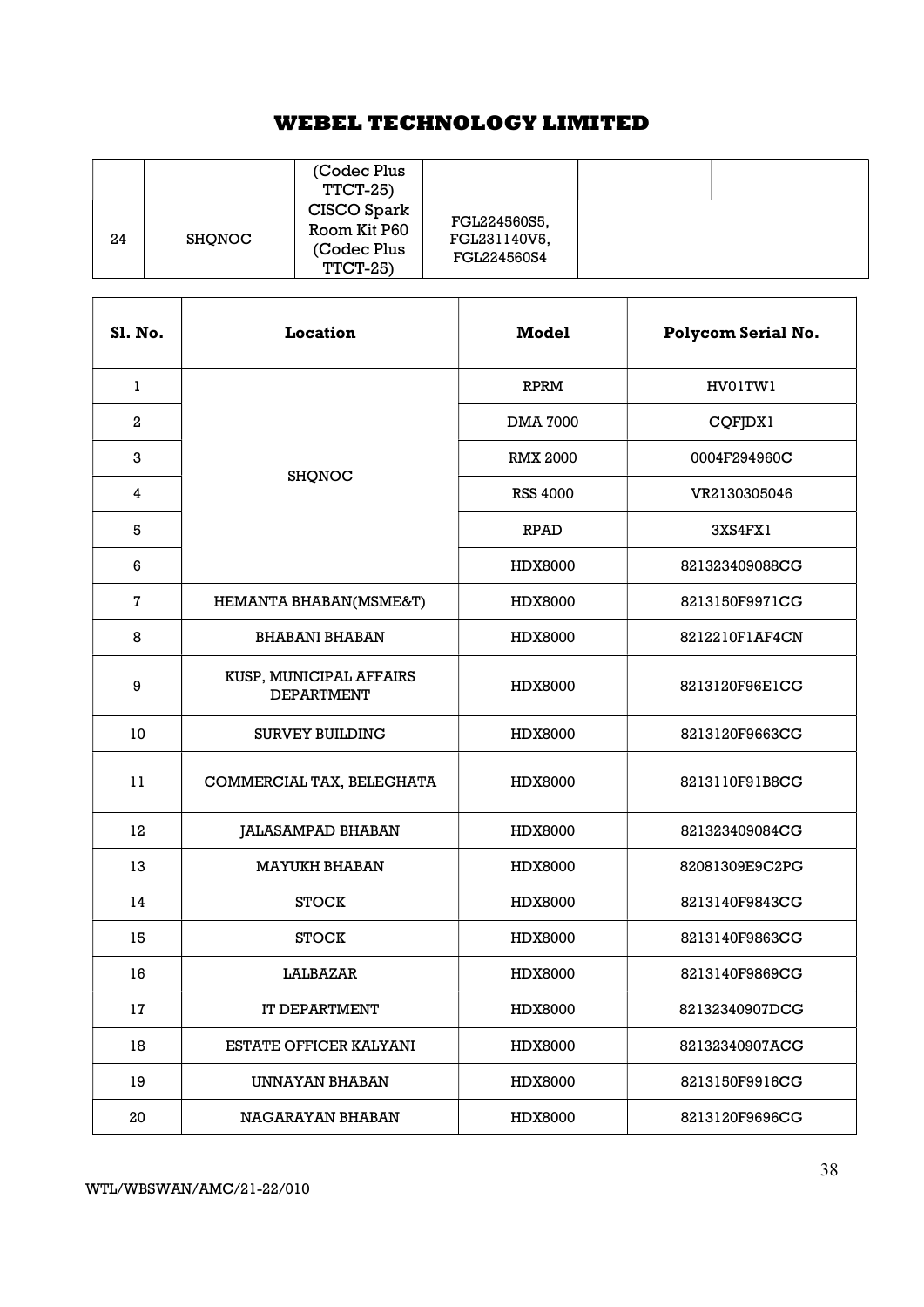# WEBEL TECHNOLOGY LIMITED

| | | | | | |
|---|---|---|---|---|---|
| | | (Codec Plus TTCT-25) | | | |
| 24 | SHQNOC | CISCO Spark Room Kit P60 (Codec Plus TTCT-25) | FGL224560S5, FGL231140V5, FGL224560S4 | | |

| Sl. No. | Location | Model | Polycom Serial No. |
|---|---|---|---|
| 1 | SHQNOC | RPRM | HV01TW1 |
| 2 | | DMA 7000 | CQFJDX1 |
| 3 | | RMX 2000 | 0004F294960C |
| 4 | | RSS 4000 | VR2130305046 |
| 5 | | RPAD | 3XS4FX1 |
| 6 | | HDX8000 | 821323409088CG |
| 7 | HEMANTA BHABAN(MSME&T) | HDX8000 | 8213150F9971CG |
| 8 | BHABANI BHABAN | HDX8000 | 8212210F1AF4CN |
| 9 | KUSP, MUNICIPAL AFFAIRS DEPARTMENT | HDX8000 | 8213120F96E1CG |
| 10 | SURVEY BUILDING | HDX8000 | 8213120F9663CG |
| 11 | COMMERCIAL TAX, BELEGHATA | HDX8000 | 8213110F91B8CG |
| 12 | JALASAMPAD BHABAN | HDX8000 | 821323409084CG |
| 13 | MAYUKH BHABAN | HDX8000 | 82081309E9C2PG |
| 14 | STOCK | HDX8000 | 8213140F9843CG |
| 15 | STOCK | HDX8000 | 8213140F9863CG |
| 16 | LALBAZAR | HDX8000 | 8213140F9869CG |
| 17 | IT DEPARTMENT | HDX8000 | 82132340907DCG |
| 18 | ESTATE OFFICER KALYANI | HDX8000 | 82132340907ACG |
| 19 | UNNAYAN BHABAN | HDX8000 | 8213150F9916CG |
| 20 | NAGARAYAN BHABAN | HDX8000 | 8213120F9696CG |

WTL/WBSWAN/AMC/21-22/010